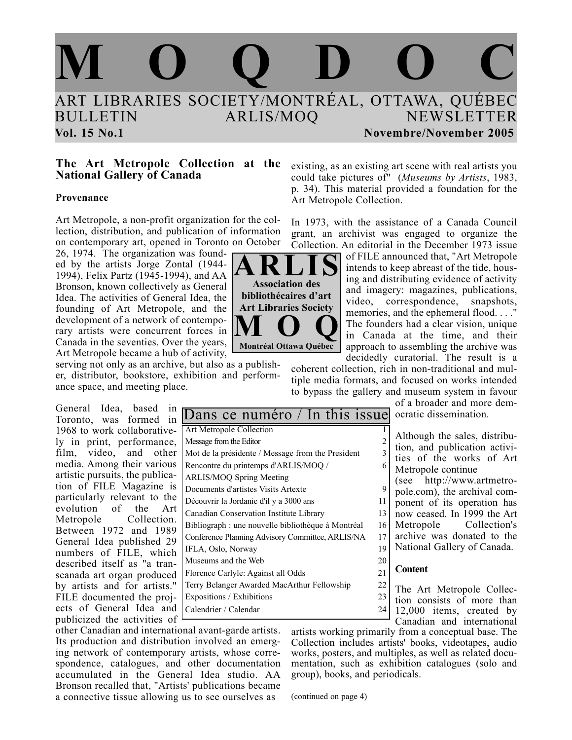# M O Q D O C

ART LIBRARIES SOCIETY/MONTRÉAL, OTTAWA, QUÉBEC
BULLETIN ARLIS/MOQ NEWSLETTER
**Vol. 15 No.1** **Novembre/November 2005**

## The Art Metropole Collection at the National Gallery of Canada

### Provenance

Art Metropole, a non-profit organization for the collection, distribution, and publication of information on contemporary art, opened in Toronto on October 26, 1974. The organization was founded by the artists Jorge Zontal (1944-1994), Felix Partz (1945-1994), and AA Bronson, known collectively as General Idea. The activities of General Idea, the founding of Art Metropole, and the development of a network of contemporary artists were concurrent forces in Canada in the seventies. Over the years, Art Metropole became a hub of activity, serving not only as an archive, but also as a publisher, distributor, bookstore, exhibition and performance space, and meeting place.

General Idea, based in Toronto, was formed in 1968 to work collaboratively in print, performance, film, video, and other media. Among their various artistic pursuits, the publication of FILE Magazine is particularly relevant to the evolution of the Art Metropole Collection. Between 1972 and 1989 General Idea published 29 numbers of FILE, which described itself as "a transcanada art organ produced by artists and for artists." FILE documented the projects of General Idea and publicized the activities of other Canadian and international avant-garde artists. Its production and distribution involved an emerging network of contemporary artists, whose correspondence, catalogues, and other documentation accumulated in the General Idea studio. AA Bronson recalled that, "Artists' publications became a connective tissue allowing us to see ourselves as existing, as an existing art scene with real artists you could take pictures of" (*Museums by Artists*, 1983, p. 34). This material provided a foundation for the Art Metropole Collection.

In 1973, with the assistance of a Canada Council grant, an archivist was engaged to organize the Collection. An editorial in the December 1973 issue of FILE announced that, "Art Metropole intends to keep abreast of the tide, housing and distributing evidence of activity and imagery: magazines, publications, video, correspondence, snapshots, memories, and the ephemeral flood. . . ." The founders had a clear vision, unique in Canada at the time, and their approach to assembling the archive was decidedly curatorial. The result is a coherent collection, rich in non-traditional and multiple media formats, and focused on works intended to bypass the gallery and museum system in favour of a broader and more democratic dissemination.

Although the sales, distribution, and publication activities of the works of Art Metropole continue (see http://www.artmetropole.com), the archival component of its operation has now ceased. In 1999 the Art Metropole Collection's archive was donated to the National Gallery of Canada.

### Content

The Art Metropole Collection consists of more than 12,000 items, created by Canadian and international artists working primarily from a conceptual base. The Collection includes artists' books, videotapes, audio works, posters, and multiples, as well as related documentation, such as exhibition catalogues (solo and group), books, and periodicals.

(continued on page 4)

**ARLIS**
**Association des bibliothécaires d'art**
**Art Libraries Society**
**M O Q**
**Montréal Ottawa Québec**

## Dans ce numéro / In this issue

| | |
|---|---|
| Art Metropole Collection | 1 |
| Message from the Editor | 2 |
| Mot de la présidente / Message from the President | 3 |
| Rencontre du printemps d'ARLIS/MOQ / ARLIS/MOQ Spring Meeting | 6 |
| Documents d'artistes Visits Artexte | 9 |
| Découvrir la Jordanie d'il y a 3000 ans | 11 |
| Canadian Conservation Institute Library | 13 |
| Bibliograph : une nouvelle bibliothèque à Montréal | 16 |
| Conference Planning Advisory Committee, ARLIS/NA | 17 |
| IFLA, Oslo, Norway | 19 |
| Museums and the Web | 20 |
| Florence Carlyle: Against all Odds | 21 |
| Terry Belanger Awarded MacArthur Fellowship | 22 |
| Expositions / Exhibitions | 23 |
| Calendrier / Calendar | 24 |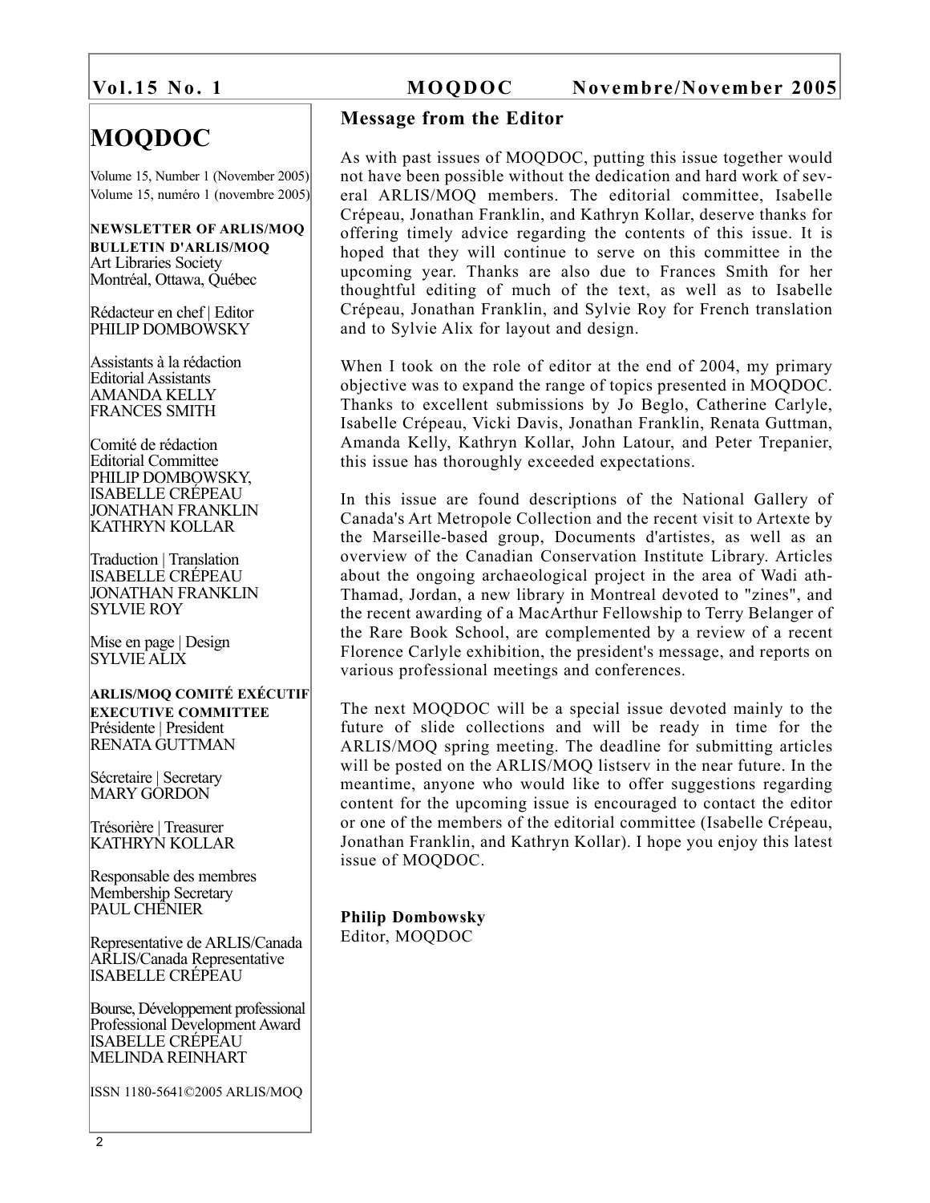# MOQDOC

Volume 15, Number 1 (November 2005)
Volume 15, numéro 1 (novembre 2005)

**NEWSLETTER OF ARLIS/MOQ**
**BULLETIN D'ARLIS/MOQ**
Art Libraries Society
Montréal, Ottawa, Québec

Rédacteur en chef | Editor
PHILIP DOMBOWSKY

Assistants à la rédaction
Editorial Assistants
AMANDA KELLY
FRANCES SMITH

Comité de rédaction
Editorial Committee
PHILIP DOMBOWSKY,
ISABELLE CRÉPEAU
JONATHAN FRANKLIN
KATHRYN KOLLAR

Traduction | Translation
ISABELLE CRÉPEAU
JONATHAN FRANKLIN
SYLVIE ROY

Mise en page | Design
SYLVIE ALIX

**ARLIS/MOQ COMITÉ EXÉCUTIF**
**EXECUTIVE COMMITTEE**
Présidente | President
RENATA GUTTMAN

Sécretaire | Secretary
MARY GORDON

Trésorière | Treasurer
KATHRYN KOLLAR

Responsable des membres
Membership Secretary
PAUL CHÉNIER

Representative de ARLIS/Canada
ARLIS/Canada Representative
ISABELLE CRÉPEAU

Bourse, Développement professional
Professional Development Award
ISABELLE CRÉPEAU
MELINDA REINHART

ISSN 1180-5641©2005 ARLIS/MOQ

## Message from the Editor

As with past issues of MOQDOC, putting this issue together would not have been possible without the dedication and hard work of several ARLIS/MOQ members. The editorial committee, Isabelle Crépeau, Jonathan Franklin, and Kathryn Kollar, deserve thanks for offering timely advice regarding the contents of this issue. It is hoped that they will continue to serve on this committee in the upcoming year. Thanks are also due to Frances Smith for her thoughtful editing of much of the text, as well as to Isabelle Crépeau, Jonathan Franklin, and Sylvie Roy for French translation and to Sylvie Alix for layout and design.

When I took on the role of editor at the end of 2004, my primary objective was to expand the range of topics presented in MOQDOC. Thanks to excellent submissions by Jo Beglo, Catherine Carlyle, Isabelle Crépeau, Vicki Davis, Jonathan Franklin, Renata Guttman, Amanda Kelly, Kathryn Kollar, John Latour, and Peter Trepanier, this issue has thoroughly exceeded expectations.

In this issue are found descriptions of the National Gallery of Canada's Art Metropole Collection and the recent visit to Artexte by the Marseille-based group, Documents d'artistes, as well as an overview of the Canadian Conservation Institute Library. Articles about the ongoing archaeological project in the area of Wadi ath-Thamad, Jordan, a new library in Montreal devoted to "zines", and the recent awarding of a MacArthur Fellowship to Terry Belanger of the Rare Book School, are complemented by a review of a recent Florence Carlyle exhibition, the president's message, and reports on various professional meetings and conferences.

The next MOQDOC will be a special issue devoted mainly to the future of slide collections and will be ready in time for the ARLIS/MOQ spring meeting. The deadline for submitting articles will be posted on the ARLIS/MOQ listserv in the near future. In the meantime, anyone who would like to offer suggestions regarding content for the upcoming issue is encouraged to contact the editor or one of the members of the editorial committee (Isabelle Crépeau, Jonathan Franklin, and Kathryn Kollar). I hope you enjoy this latest issue of MOQDOC.

**Philip Dombowsky**
Editor, MOQDOC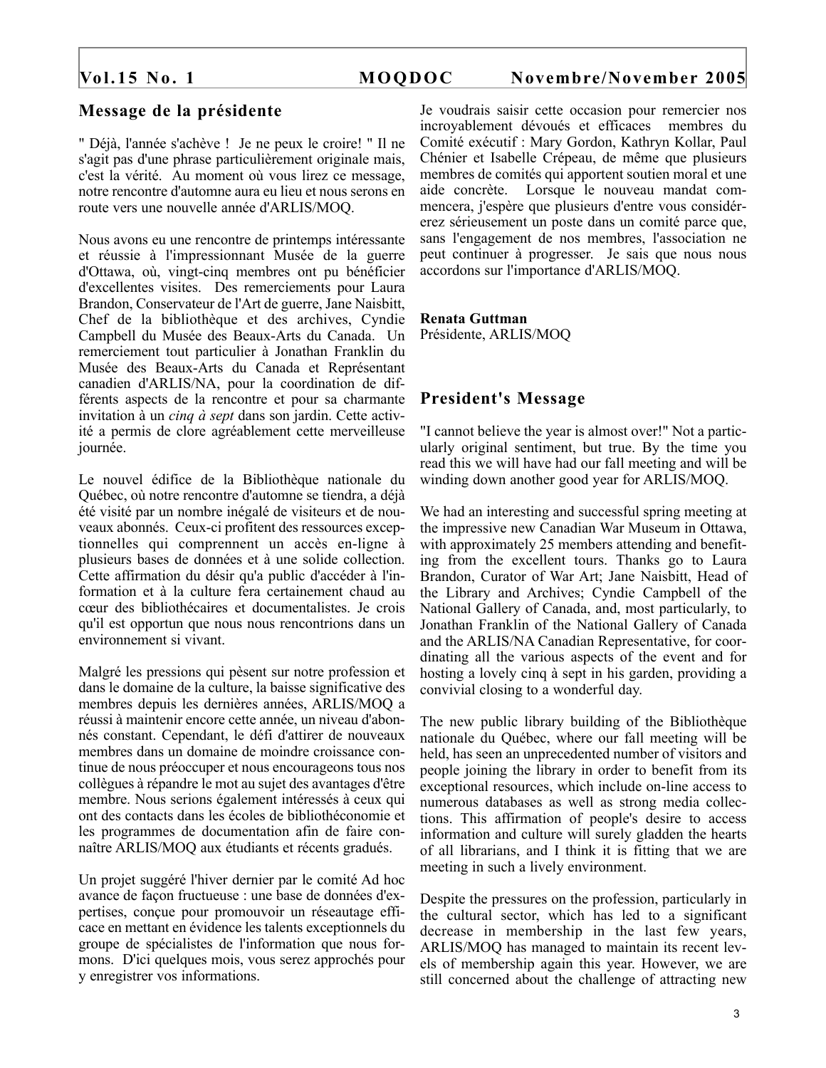## Message de la présidente

" Déjà, l'année s'achève ! Je ne peux le croire! " Il ne s'agit pas d'une phrase particulièrement originale mais, c'est la vérité. Au moment où vous lirez ce message, notre rencontre d'automne aura eu lieu et nous serons en route vers une nouvelle année d'ARLIS/MOQ.

Nous avons eu une rencontre de printemps intéressante et réussie à l'impressionnant Musée de la guerre d'Ottawa, où, vingt-cinq membres ont pu bénéficier d'excellentes visites. Des remerciements pour Laura Brandon, Conservateur de l'Art de guerre, Jane Naisbitt, Chef de la bibliothèque et des archives, Cyndie Campbell du Musée des Beaux-Arts du Canada. Un remerciement tout particulier à Jonathan Franklin du Musée des Beaux-Arts du Canada et Représentant canadien d'ARLIS/NA, pour la coordination de différents aspects de la rencontre et pour sa charmante invitation à un *cinq à sept* dans son jardin. Cette activité a permis de clore agréablement cette merveilleuse journée.

Le nouvel édifice de la Bibliothèque nationale du Québec, où notre rencontre d'automne se tiendra, a déjà été visité par un nombre inégalé de visiteurs et de nouveaux abonnés. Ceux-ci profitent des ressources exceptionnelles qui comprennent un accès en-ligne à plusieurs bases de données et à une solide collection. Cette affirmation du désir qu'a public d'accéder à l'information et à la culture fera certainement chaud au cœur des bibliothécaires et documentalistes. Je crois qu'il est opportun que nous nous rencontrions dans un environnement si vivant.

Malgré les pressions qui pèsent sur notre profession et dans le domaine de la culture, la baisse significative des membres depuis les dernières années, ARLIS/MOQ a réussi à maintenir encore cette année, un niveau d'abonnés constant. Cependant, le défi d'attirer de nouveaux membres dans un domaine de moindre croissance continue de nous préoccuper et nous encourageons tous nos collègues à répandre le mot au sujet des avantages d'être membre. Nous serions également intéressés à ceux qui ont des contacts dans les écoles de bibliothéconomie et les programmes de documentation afin de faire connaître ARLIS/MOQ aux étudiants et récents gradués.

Un projet suggéré l'hiver dernier par le comité Ad hoc avance de façon fructueuse : une base de données d'expertises, conçue pour promouvoir un réseautage efficace en mettant en évidence les talents exceptionnels du groupe de spécialistes de l'information que nous formons. D'ici quelques mois, vous serez approchés pour y enregistrer vos informations.

Je voudrais saisir cette occasion pour remercier nos incroyablement dévoués et efficaces membres du Comité exécutif : Mary Gordon, Kathryn Kollar, Paul Chénier et Isabelle Crépeau, de même que plusieurs membres de comités qui apportent soutien moral et une aide concrète. Lorsque le nouveau mandat commencera, j'espère que plusieurs d'entre vous considérerez sérieusement un poste dans un comité parce que, sans l'engagement de nos membres, l'association ne peut continuer à progresser. Je sais que nous nous accordons sur l'importance d'ARLIS/MOQ.

**Renata Guttman**
Présidente, ARLIS/MOQ

## President's Message

"I cannot believe the year is almost over!" Not a particularly original sentiment, but true. By the time you read this we will have had our fall meeting and will be winding down another good year for ARLIS/MOQ.

We had an interesting and successful spring meeting at the impressive new Canadian War Museum in Ottawa, with approximately 25 members attending and benefiting from the excellent tours. Thanks go to Laura Brandon, Curator of War Art; Jane Naisbitt, Head of the Library and Archives; Cyndie Campbell of the National Gallery of Canada, and, most particularly, to Jonathan Franklin of the National Gallery of Canada and the ARLIS/NA Canadian Representative, for coordinating all the various aspects of the event and for hosting a lovely cinq à sept in his garden, providing a convivial closing to a wonderful day.

The new public library building of the Bibliothèque nationale du Québec, where our fall meeting will be held, has seen an unprecedented number of visitors and people joining the library in order to benefit from its exceptional resources, which include on-line access to numerous databases as well as strong media collections. This affirmation of people's desire to access information and culture will surely gladden the hearts of all librarians, and I think it is fitting that we are meeting in such a lively environment.

Despite the pressures on the profession, particularly in the cultural sector, which has led to a significant decrease in membership in the last few years, ARLIS/MOQ has managed to maintain its recent levels of membership again this year. However, we are still concerned about the challenge of attracting new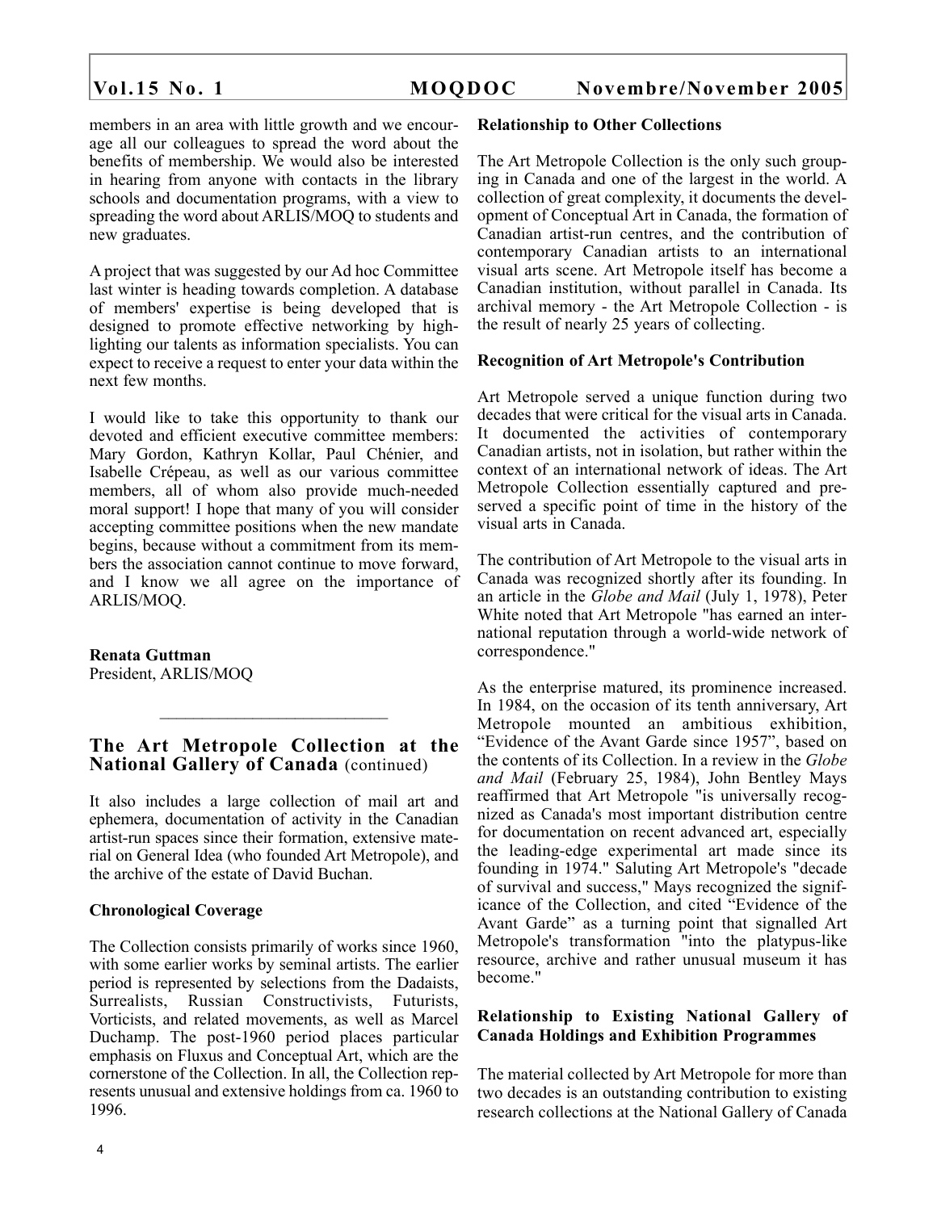members in an area with little growth and we encourage all our colleagues to spread the word about the benefits of membership. We would also be interested in hearing from anyone with contacts in the library schools and documentation programs, with a view to spreading the word about ARLIS/MOQ to students and new graduates.

A project that was suggested by our Ad hoc Committee last winter is heading towards completion. A database of members' expertise is being developed that is designed to promote effective networking by highlighting our talents as information specialists. You can expect to receive a request to enter your data within the next few months.

I would like to take this opportunity to thank our devoted and efficient executive committee members: Mary Gordon, Kathryn Kollar, Paul Chénier, and Isabelle Crépeau, as well as our various committee members, all of whom also provide much-needed moral support! I hope that many of you will consider accepting committee positions when the new mandate begins, because without a commitment from its members the association cannot continue to move forward, and I know we all agree on the importance of ARLIS/MOQ.

**Renata Guttman**
President, ARLIS/MOQ

---

## The Art Metropole Collection at the National Gallery of Canada (continued)

It also includes a large collection of mail art and ephemera, documentation of activity in the Canadian artist-run spaces since their formation, extensive material on General Idea (who founded Art Metropole), and the archive of the estate of David Buchan.

**Chronological Coverage**

The Collection consists primarily of works since 1960, with some earlier works by seminal artists. The earlier period is represented by selections from the Dadaists, Surrealists, Russian Constructivists, Futurists, Vorticists, and related movements, as well as Marcel Duchamp. The post-1960 period places particular emphasis on Fluxus and Conceptual Art, which are the cornerstone of the Collection. In all, the Collection represents unusual and extensive holdings from ca. 1960 to 1996.

**Relationship to Other Collections**

The Art Metropole Collection is the only such grouping in Canada and one of the largest in the world. A collection of great complexity, it documents the development of Conceptual Art in Canada, the formation of Canadian artist-run centres, and the contribution of contemporary Canadian artists to an international visual arts scene. Art Metropole itself has become a Canadian institution, without parallel in Canada. Its archival memory - the Art Metropole Collection - is the result of nearly 25 years of collecting.

**Recognition of Art Metropole's Contribution**

Art Metropole served a unique function during two decades that were critical for the visual arts in Canada. It documented the activities of contemporary Canadian artists, not in isolation, but rather within the context of an international network of ideas. The Art Metropole Collection essentially captured and preserved a specific point of time in the history of the visual arts in Canada.

The contribution of Art Metropole to the visual arts in Canada was recognized shortly after its founding. In an article in the *Globe and Mail* (July 1, 1978), Peter White noted that Art Metropole "has earned an international reputation through a world-wide network of correspondence."

As the enterprise matured, its prominence increased. In 1984, on the occasion of its tenth anniversary, Art Metropole mounted an ambitious exhibition, "Evidence of the Avant Garde since 1957", based on the contents of its Collection. In a review in the *Globe and Mail* (February 25, 1984), John Bentley Mays reaffirmed that Art Metropole "is universally recognized as Canada's most important distribution centre for documentation on recent advanced art, especially the leading-edge experimental art made since its founding in 1974." Saluting Art Metropole's "decade of survival and success," Mays recognized the significance of the Collection, and cited "Evidence of the Avant Garde" as a turning point that signalled Art Metropole's transformation "into the platypus-like resource, archive and rather unusual museum it has become."

**Relationship to Existing National Gallery of Canada Holdings and Exhibition Programmes**

The material collected by Art Metropole for more than two decades is an outstanding contribution to existing research collections at the National Gallery of Canada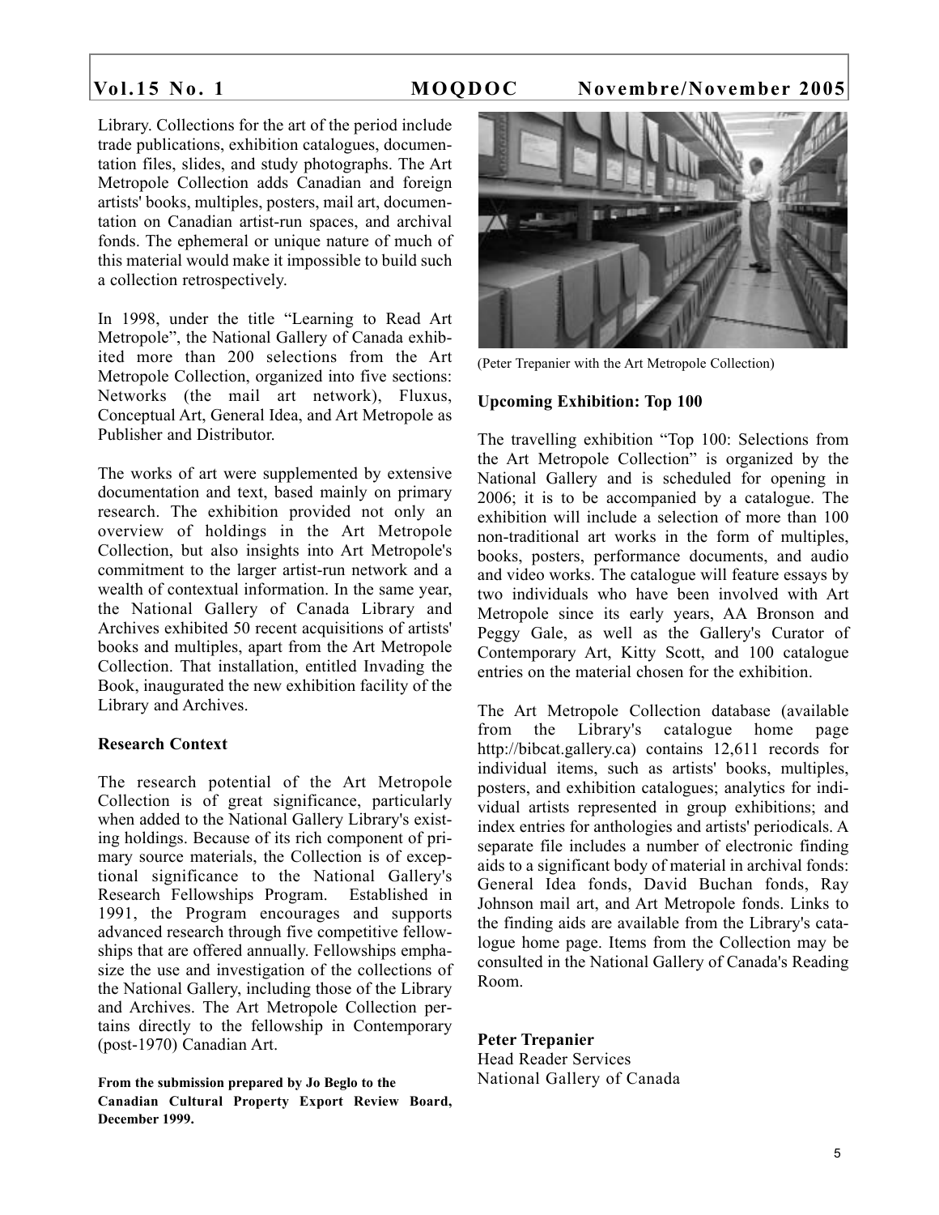Library. Collections for the art of the period include trade publications, exhibition catalogues, documentation files, slides, and study photographs. The Art Metropole Collection adds Canadian and foreign artists' books, multiples, posters, mail art, documentation on Canadian artist-run spaces, and archival fonds. The ephemeral or unique nature of much of this material would make it impossible to build such a collection retrospectively.

In 1998, under the title "Learning to Read Art Metropole", the National Gallery of Canada exhibited more than 200 selections from the Art Metropole Collection, organized into five sections: Networks (the mail art network), Fluxus, Conceptual Art, General Idea, and Art Metropole as Publisher and Distributor.

The works of art were supplemented by extensive documentation and text, based mainly on primary research. The exhibition provided not only an overview of holdings in the Art Metropole Collection, but also insights into Art Metropole's commitment to the larger artist-run network and a wealth of contextual information. In the same year, the National Gallery of Canada Library and Archives exhibited 50 recent acquisitions of artists' books and multiples, apart from the Art Metropole Collection. That installation, entitled Invading the Book, inaugurated the new exhibition facility of the Library and Archives.

**Research Context**

The research potential of the Art Metropole Collection is of great significance, particularly when added to the National Gallery Library's existing holdings. Because of its rich component of primary source materials, the Collection is of exceptional significance to the National Gallery's Research Fellowships Program. Established in 1991, the Program encourages and supports advanced research through five competitive fellowships that are offered annually. Fellowships emphasize the use and investigation of the collections of the National Gallery, including those of the Library and Archives. The Art Metropole Collection pertains directly to the fellowship in Contemporary (post-1970) Canadian Art.

**From the submission prepared by Jo Beglo to the Canadian Cultural Property Export Review Board, December 1999.**

(Peter Trepanier with the Art Metropole Collection)

**Upcoming Exhibition: Top 100**

The travelling exhibition "Top 100: Selections from the Art Metropole Collection" is organized by the National Gallery and is scheduled for opening in 2006; it is to be accompanied by a catalogue. The exhibition will include a selection of more than 100 non-traditional art works in the form of multiples, books, posters, performance documents, and audio and video works. The catalogue will feature essays by two individuals who have been involved with Art Metropole since its early years, AA Bronson and Peggy Gale, as well as the Gallery's Curator of Contemporary Art, Kitty Scott, and 100 catalogue entries on the material chosen for the exhibition.

The Art Metropole Collection database (available from the Library's catalogue home page http://bibcat.gallery.ca) contains 12,611 records for individual items, such as artists' books, multiples, posters, and exhibition catalogues; analytics for individual artists represented in group exhibitions; and index entries for anthologies and artists' periodicals. A separate file includes a number of electronic finding aids to a significant body of material in archival fonds: General Idea fonds, David Buchan fonds, Ray Johnson mail art, and Art Metropole fonds. Links to the finding aids are available from the Library's catalogue home page. Items from the Collection may be consulted in the National Gallery of Canada's Reading Room.

**Peter Trepanier**
Head Reader Services
National Gallery of Canada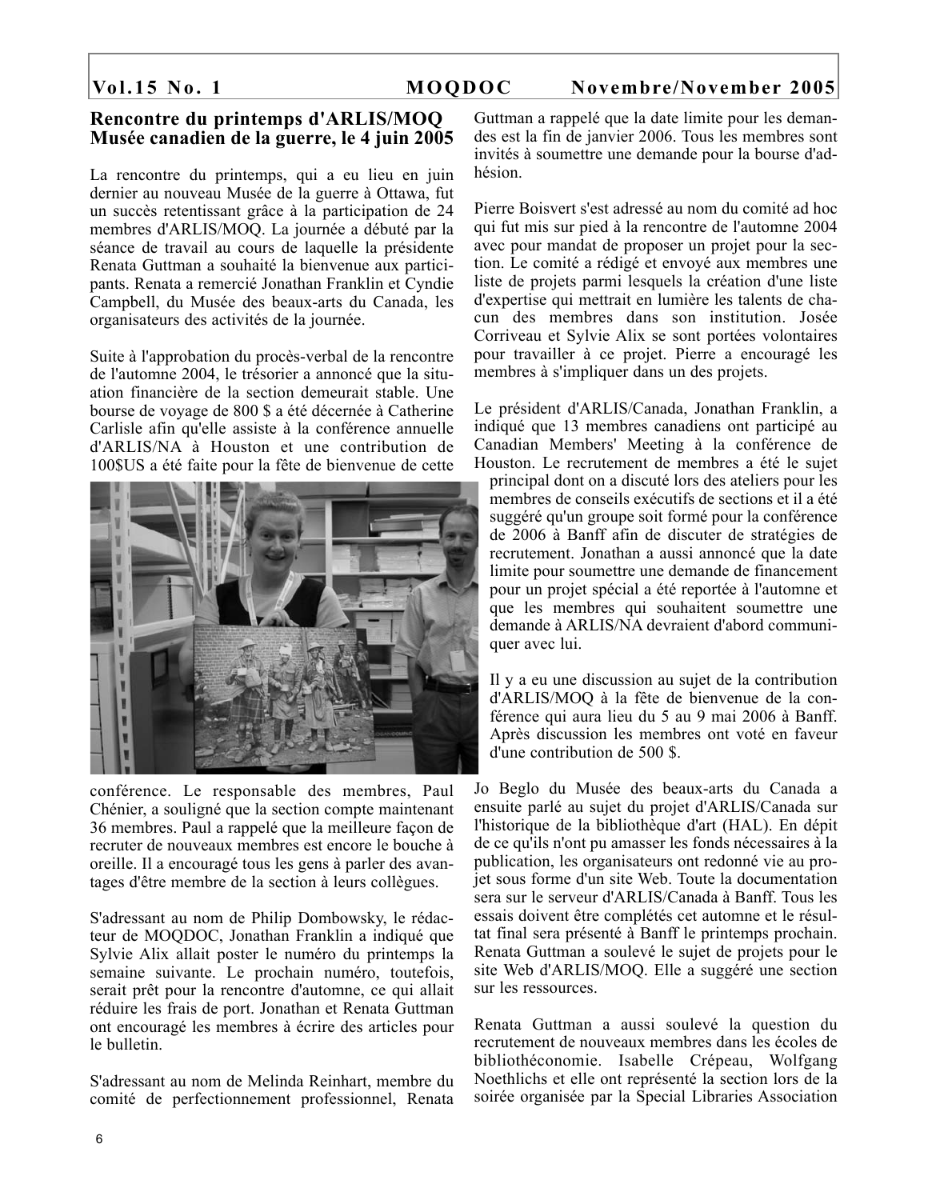## Rencontre du printemps d'ARLIS/MOQ Musée canadien de la guerre, le 4 juin 2005

La rencontre du printemps, qui a eu lieu en juin dernier au nouveau Musée de la guerre à Ottawa, fut un succès retentissant grâce à la participation de 24 membres d'ARLIS/MOQ. La journée a débuté par la séance de travail au cours de laquelle la présidente Renata Guttman a souhaité la bienvenue aux participants. Renata a remercié Jonathan Franklin et Cyndie Campbell, du Musée des beaux-arts du Canada, les organisateurs des activités de la journée.

Suite à l'approbation du procès-verbal de la rencontre de l'automne 2004, le trésorier a annoncé que la situation financière de la section demeurait stable. Une bourse de voyage de 800 $ a été décernée à Catherine Carlisle afin qu'elle assiste à la conférence annuelle d'ARLIS/NA à Houston et une contribution de 100$US a été faite pour la fête de bienvenue de cette conférence. Le responsable des membres, Paul Chénier, a souligné que la section compte maintenant 36 membres. Paul a rappelé que la meilleure façon de recruter de nouveaux membres est encore le bouche à oreille. Il a encouragé tous les gens à parler des avantages d'être membre de la section à leurs collègues.

S'adressant au nom de Philip Dombowsky, le rédacteur de MOQDOC, Jonathan Franklin a indiqué que Sylvie Alix allait poster le numéro du printemps la semaine suivante. Le prochain numéro, toutefois, serait prêt pour la rencontre d'automne, ce qui allait réduire les frais de port. Jonathan et Renata Guttman ont encouragé les membres à écrire des articles pour le bulletin.

S'adressant au nom de Melinda Reinhart, membre du comité de perfectionnement professionnel, Renata Guttman a rappelé que la date limite pour les demandes est la fin de janvier 2006. Tous les membres sont invités à soumettre une demande pour la bourse d'adhésion.

Pierre Boisvert s'est adressé au nom du comité ad hoc qui fut mis sur pied à la rencontre de l'automne 2004 avec pour mandat de proposer un projet pour la section. Le comité a rédigé et envoyé aux membres une liste de projets parmi lesquels la création d'une liste d'expertise qui mettrait en lumière les talents de chacun des membres dans son institution. Josée Corriveau et Sylvie Alix se sont portées volontaires pour travailler à ce projet. Pierre a encouragé les membres à s'impliquer dans un des projets.

Le président d'ARLIS/Canada, Jonathan Franklin, a indiqué que 13 membres canadiens ont participé au Canadian Members' Meeting à la conférence de Houston. Le recrutement de membres a été le sujet principal dont on a discuté lors des ateliers pour les membres de conseils exécutifs de sections et il a été suggéré qu'un groupe soit formé pour la conférence de 2006 à Banff afin de discuter de stratégies de recrutement. Jonathan a aussi annoncé que la date limite pour soumettre une demande de financement pour un projet spécial a été reportée à l'automne et que les membres qui souhaitent soumettre une demande à ARLIS/NA devraient d'abord communiquer avec lui.

Il y a eu une discussion au sujet de la contribution d'ARLIS/MOQ à la fête de bienvenue de la conférence qui aura lieu du 5 au 9 mai 2006 à Banff. Après discussion les membres ont voté en faveur d'une contribution de 500 $.

Jo Beglo du Musée des beaux-arts du Canada a ensuite parlé au sujet du projet d'ARLIS/Canada sur l'historique de la bibliothèque d'art (HAL). En dépit de ce qu'ils n'ont pu amasser les fonds nécessaires à la publication, les organisateurs ont redonné vie au projet sous forme d'un site Web. Toute la documentation sera sur le serveur d'ARLIS/Canada à Banff. Tous les essais doivent être complétés cet automne et le résultat final sera présenté à Banff le printemps prochain. Renata Guttman a soulevé le sujet de projets pour le site Web d'ARLIS/MOQ. Elle a suggéré une section sur les ressources.

Renata Guttman a aussi soulevé la question du recrutement de nouveaux membres dans les écoles de bibliothéconomie. Isabelle Crépeau, Wolfgang Noethlichs et elle ont représenté la section lors de la soirée organisée par la Special Libraries Association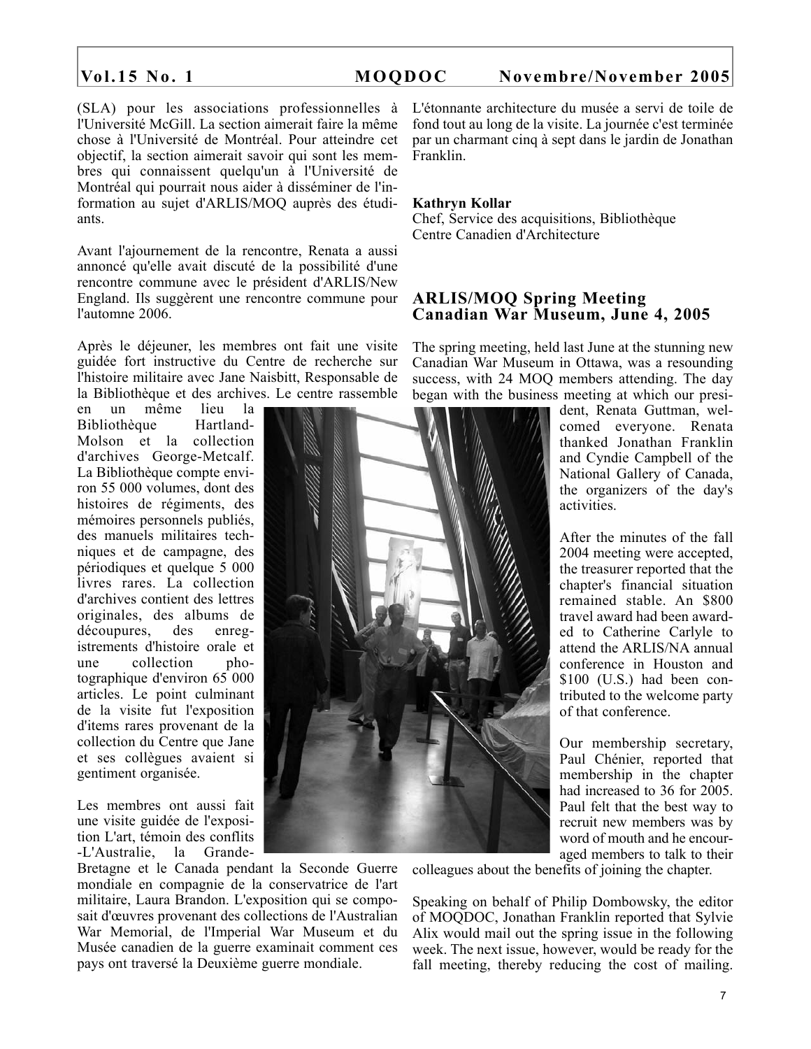(SLA) pour les associations professionnelles à l'Université McGill. La section aimerait faire la même chose à l'Université de Montréal. Pour atteindre cet objectif, la section aimerait savoir qui sont les membres qui connaissent quelqu'un à l'Université de Montréal qui pourrait nous aider à disséminer de l'information au sujet d'ARLIS/MOQ auprès des étudiants.

Avant l'ajournement de la rencontre, Renata a aussi annoncé qu'elle avait discuté de la possibilité d'une rencontre commune avec le président d'ARLIS/New England. Ils suggèrent une rencontre commune pour l'automne 2006.

Après le déjeuner, les membres ont fait une visite guidée fort instructive du Centre de recherche sur l'histoire militaire avec Jane Naisbitt, Responsable de la Bibliothèque et des archives. Le centre rassemble en un même lieu la Bibliothèque Hartland-Molson et la collection d'archives George-Metcalf. La Bibliothèque compte environ 55 000 volumes, dont des histoires de régiments, des mémoires personnels publiés, des manuels militaires techniques et de campagne, des périodiques et quelque 5 000 livres rares. La collection d'archives contient des lettres originales, des albums de découpures, des enregistrements d'histoire orale et une collection photographique d'environ 65 000 articles. Le point culminant de la visite fut l'exposition d'items rares provenant de la collection du Centre que Jane et ses collègues avaient si gentiment organisée.

Les membres ont aussi fait une visite guidée de l'exposition L'art, témoin des conflits -L'Australie, la Grande-Bretagne et le Canada pendant la Seconde Guerre mondiale en compagnie de la conservatrice de l'art militaire, Laura Brandon. L'exposition qui se composait d'œuvres provenant des collections de l'Australian War Memorial, de l'Imperial War Museum et du Musée canadien de la guerre examinait comment ces pays ont traversé la Deuxième guerre mondiale.

L'étonnante architecture du musée a servi de toile de fond tout au long de la visite. La journée c'est terminée par un charmant cinq à sept dans le jardin de Jonathan Franklin.

**Kathryn Kollar**
Chef, Service des acquisitions, Bibliothèque
Centre Canadien d'Architecture

## ARLIS/MOQ Spring Meeting Canadian War Museum, June 4, 2005

The spring meeting, held last June at the stunning new Canadian War Museum in Ottawa, was a resounding success, with 24 MOQ members attending. The day began with the business meeting at which our president, Renata Guttman, welcomed everyone. Renata thanked Jonathan Franklin and Cyndie Campbell of the National Gallery of Canada, the organizers of the day's activities.

After the minutes of the fall 2004 meeting were accepted, the treasurer reported that the chapter's financial situation remained stable. An $800 travel award had been awarded to Catherine Carlyle to attend the ARLIS/NA annual conference in Houston and $100 (U.S.) had been contributed to the welcome party of that conference.

Our membership secretary, Paul Chénier, reported that membership in the chapter had increased to 36 for 2005. Paul felt that the best way to recruit new members was by word of mouth and he encouraged members to talk to their colleagues about the benefits of joining the chapter.

Speaking on behalf of Philip Dombowsky, the editor of MOQDOC, Jonathan Franklin reported that Sylvie Alix would mail out the spring issue in the following week. The next issue, however, would be ready for the fall meeting, thereby reducing the cost of mailing.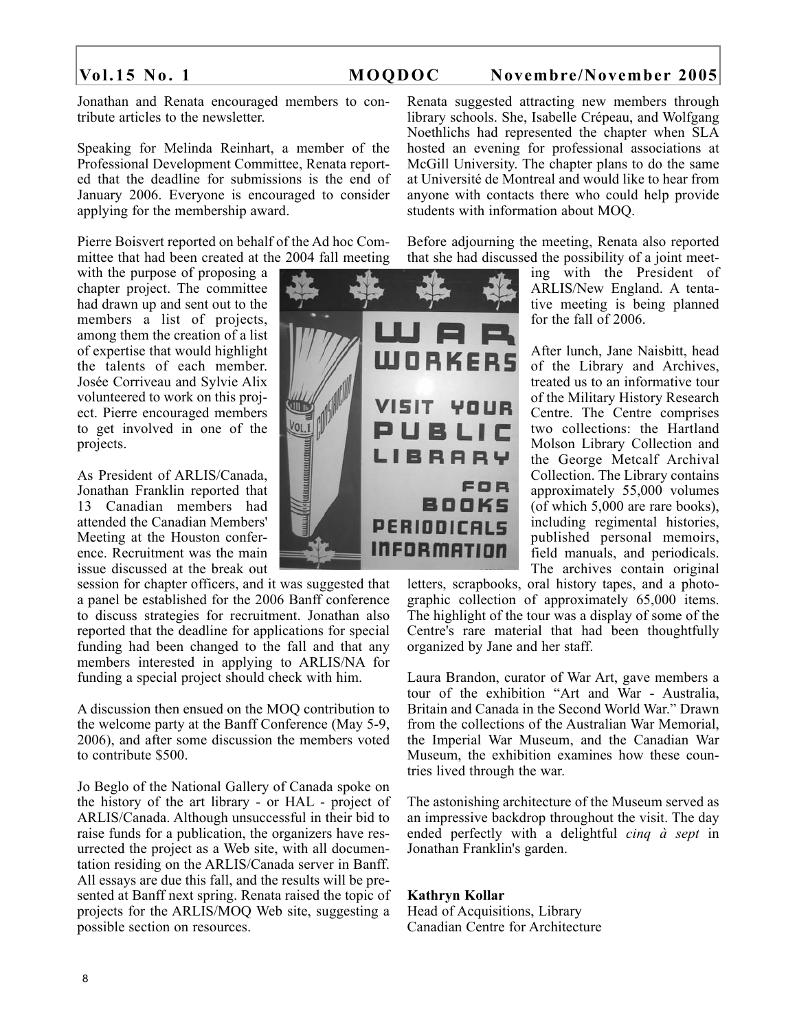Jonathan and Renata encouraged members to contribute articles to the newsletter.

Speaking for Melinda Reinhart, a member of the Professional Development Committee, Renata reported that the deadline for submissions is the end of January 2006. Everyone is encouraged to consider applying for the membership award.

Pierre Boisvert reported on behalf of the Ad hoc Committee that had been created at the 2004 fall meeting with the purpose of proposing a chapter project. The committee had drawn up and sent out to the members a list of projects, among them the creation of a list of expertise that would highlight the talents of each member. Josée Corriveau and Sylvie Alix volunteered to work on this project. Pierre encouraged members to get involved in one of the projects.

As President of ARLIS/Canada, Jonathan Franklin reported that 13 Canadian members had attended the Canadian Members' Meeting at the Houston conference. Recruitment was the main issue discussed at the break out session for chapter officers, and it was suggested that a panel be established for the 2006 Banff conference to discuss strategies for recruitment. Jonathan also reported that the deadline for applications for special funding had been changed to the fall and that any members interested in applying to ARLIS/NA for funding a special project should check with him.

A discussion then ensued on the MOQ contribution to the welcome party at the Banff Conference (May 5-9, 2006), and after some discussion the members voted to contribute $500.

Jo Beglo of the National Gallery of Canada spoke on the history of the art library - or HAL - project of ARLIS/Canada. Although unsuccessful in their bid to raise funds for a publication, the organizers have resurrected the project as a Web site, with all documentation residing on the ARLIS/Canada server in Banff. All essays are due this fall, and the results will be presented at Banff next spring. Renata raised the topic of projects for the ARLIS/MOQ Web site, suggesting a possible section on resources.

Renata suggested attracting new members through library schools. She, Isabelle Crépeau, and Wolfgang Noethlichs had represented the chapter when SLA hosted an evening for professional associations at McGill University. The chapter plans to do the same at Université de Montreal and would like to hear from anyone with contacts there who could help provide students with information about MOQ.

Before adjourning the meeting, Renata also reported that she had discussed the possibility of a joint meeting with the President of ARLIS/New England. A tentative meeting is being planned for the fall of 2006.

After lunch, Jane Naisbitt, head of the Library and Archives, treated us to an informative tour of the Military History Research Centre. The Centre comprises two collections: the Hartland Molson Library Collection and the George Metcalf Archival Collection. The Library contains approximately 55,000 volumes (of which 5,000 are rare books), including regimental histories, published personal memoirs, field manuals, and periodicals. The archives contain original letters, scrapbooks, oral history tapes, and a photographic collection of approximately 65,000 items. The highlight of the tour was a display of some of the Centre's rare material that had been thoughtfully organized by Jane and her staff.

Laura Brandon, curator of War Art, gave members a tour of the exhibition "Art and War - Australia, Britain and Canada in the Second World War." Drawn from the collections of the Australian War Memorial, the Imperial War Museum, and the Canadian War Museum, the exhibition examines how these countries lived through the war.

The astonishing architecture of the Museum served as an impressive backdrop throughout the visit. The day ended perfectly with a delightful *cinq à sept* in Jonathan Franklin's garden.

**Kathryn Kollar**
Head of Acquisitions, Library
Canadian Centre for Architecture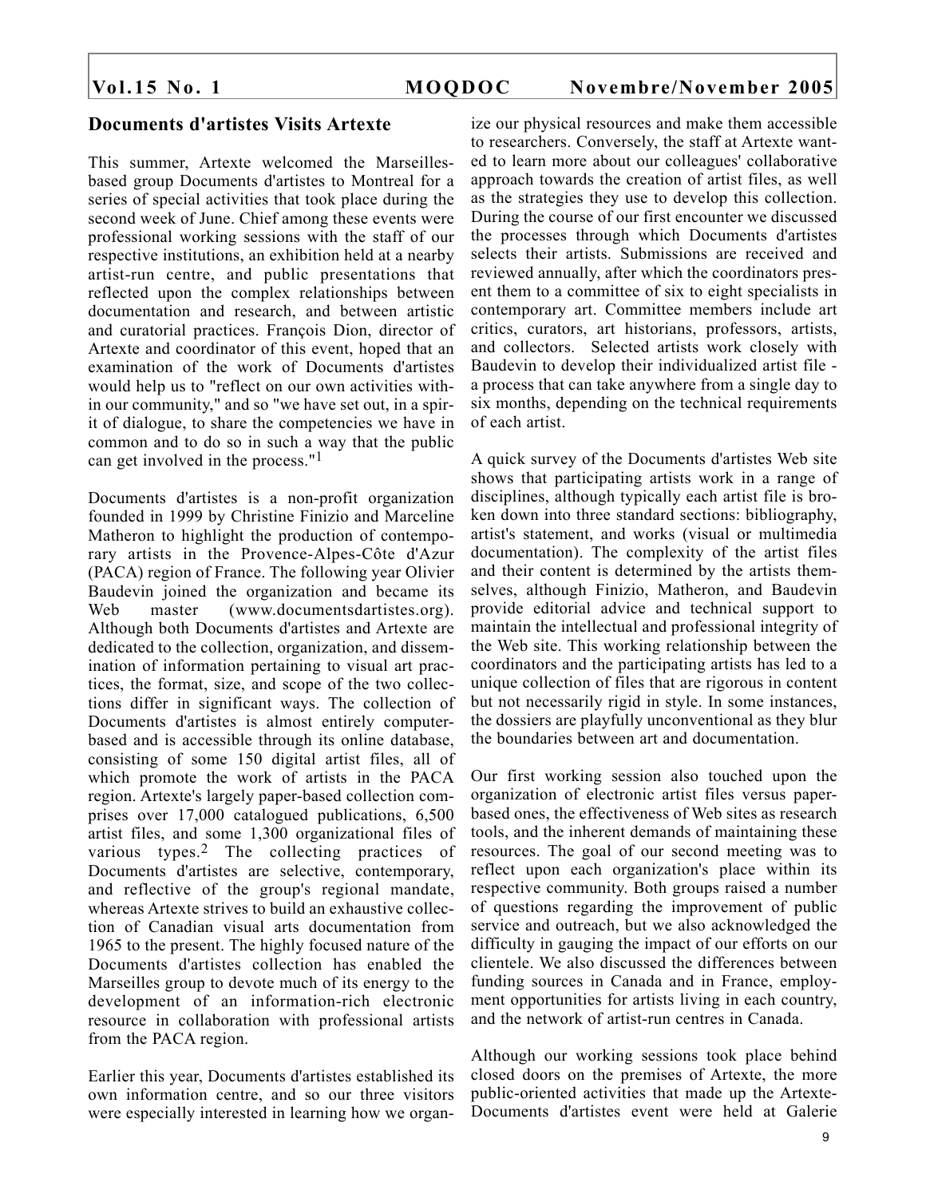## Documents d'artistes Visits Artexte

This summer, Artexte welcomed the Marseilles-based group Documents d'artistes to Montreal for a series of special activities that took place during the second week of June. Chief among these events were professional working sessions with the staff of our respective institutions, an exhibition held at a nearby artist-run centre, and public presentations that reflected upon the complex relationships between documentation and research, and between artistic and curatorial practices. François Dion, director of Artexte and coordinator of this event, hoped that an examination of the work of Documents d'artistes would help us to "reflect on our own activities within our community," and so "we have set out, in a spirit of dialogue, to share the competencies we have in common and to do so in such a way that the public can get involved in the process."[1]

Documents d'artistes is a non-profit organization founded in 1999 by Christine Finizio and Marceline Matheron to highlight the production of contemporary artists in the Provence-Alpes-Côte d'Azur (PACA) region of France. The following year Olivier Baudevin joined the organization and became its Web master (www.documentsdartistes.org). Although both Documents d'artistes and Artexte are dedicated to the collection, organization, and dissemination of information pertaining to visual art practices, the format, size, and scope of the two collections differ in significant ways. The collection of Documents d'artistes is almost entirely computer-based and is accessible through its online database, consisting of some 150 digital artist files, all of which promote the work of artists in the PACA region. Artexte's largely paper-based collection comprises over 17,000 catalogued publications, 6,500 artist files, and some 1,300 organizational files of various types.[2] The collecting practices of Documents d'artistes are selective, contemporary, and reflective of the group's regional mandate, whereas Artexte strives to build an exhaustive collection of Canadian visual arts documentation from 1965 to the present. The highly focused nature of the Documents d'artistes collection has enabled the Marseilles group to devote much of its energy to the development of an information-rich electronic resource in collaboration with professional artists from the PACA region.

Earlier this year, Documents d'artistes established its own information centre, and so our three visitors were especially interested in learning how we organize our physical resources and make them accessible to researchers. Conversely, the staff at Artexte wanted to learn more about our colleagues' collaborative approach towards the creation of artist files, as well as the strategies they use to develop this collection. During the course of our first encounter we discussed the processes through which Documents d'artistes selects their artists. Submissions are received and reviewed annually, after which the coordinators present them to a committee of six to eight specialists in contemporary art. Committee members include art critics, curators, art historians, professors, artists, and collectors. Selected artists work closely with Baudevin to develop their individualized artist file - a process that can take anywhere from a single day to six months, depending on the technical requirements of each artist.

A quick survey of the Documents d'artistes Web site shows that participating artists work in a range of disciplines, although typically each artist file is broken down into three standard sections: bibliography, artist's statement, and works (visual or multimedia documentation). The complexity of the artist files and their content is determined by the artists themselves, although Finizio, Matheron, and Baudevin provide editorial advice and technical support to maintain the intellectual and professional integrity of the Web site. This working relationship between the coordinators and the participating artists has led to a unique collection of files that are rigorous in content but not necessarily rigid in style. In some instances, the dossiers are playfully unconventional as they blur the boundaries between art and documentation.

Our first working session also touched upon the organization of electronic artist files versus paper-based ones, the effectiveness of Web sites as research tools, and the inherent demands of maintaining these resources. The goal of our second meeting was to reflect upon each organization's place within its respective community. Both groups raised a number of questions regarding the improvement of public service and outreach, but we also acknowledged the difficulty in gauging the impact of our efforts on our clientele. We also discussed the differences between funding sources in Canada and in France, employment opportunities for artists living in each country, and the network of artist-run centres in Canada.

Although our working sessions took place behind closed doors on the premises of Artexte, the more public-oriented activities that made up the Artexte-Documents d'artistes event were held at Galerie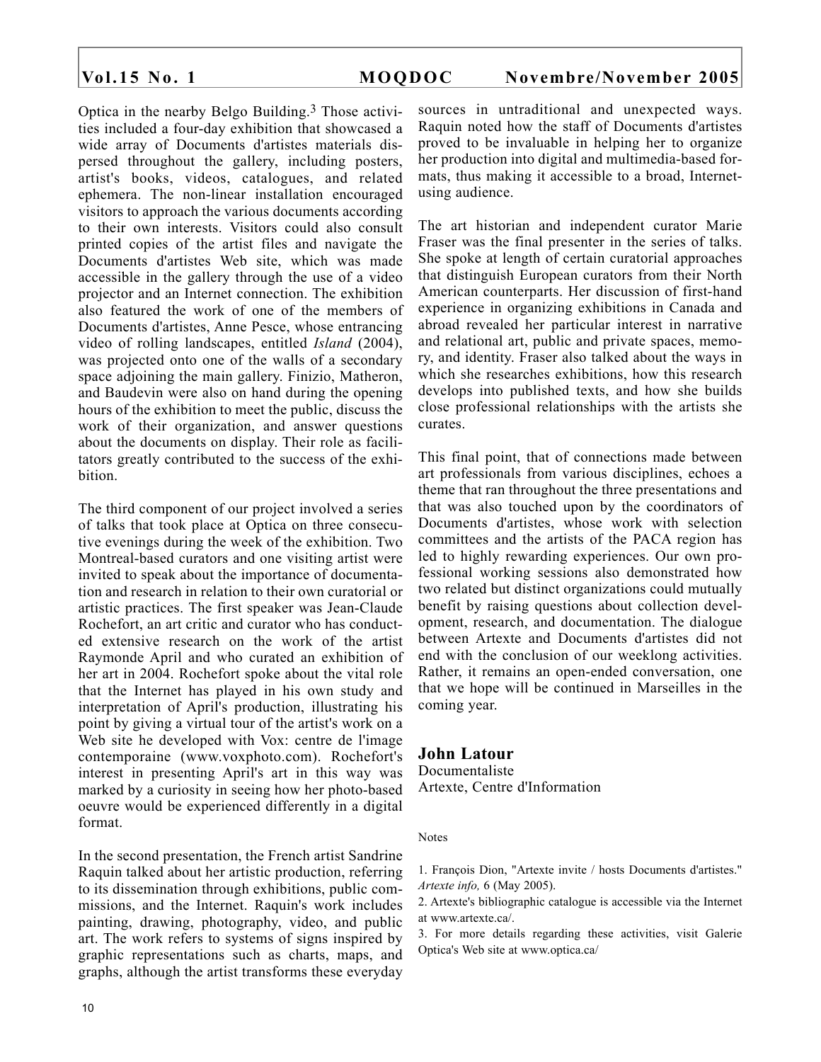Optica in the nearby Belgo Building.[3] Those activities included a four-day exhibition that showcased a wide array of Documents d'artistes materials dispersed throughout the gallery, including posters, artist's books, videos, catalogues, and related ephemera. The non-linear installation encouraged visitors to approach the various documents according to their own interests. Visitors could also consult printed copies of the artist files and navigate the Documents d'artistes Web site, which was made accessible in the gallery through the use of a video projector and an Internet connection. The exhibition also featured the work of one of the members of Documents d'artistes, Anne Pesce, whose entrancing video of rolling landscapes, entitled *Island* (2004), was projected onto one of the walls of a secondary space adjoining the main gallery. Finizio, Matheron, and Baudevin were also on hand during the opening hours of the exhibition to meet the public, discuss the work of their organization, and answer questions about the documents on display. Their role as facilitators greatly contributed to the success of the exhibition.

The third component of our project involved a series of talks that took place at Optica on three consecutive evenings during the week of the exhibition. Two Montreal-based curators and one visiting artist were invited to speak about the importance of documentation and research in relation to their own curatorial or artistic practices. The first speaker was Jean-Claude Rochefort, an art critic and curator who has conducted extensive research on the work of the artist Raymonde April and who curated an exhibition of her art in 2004. Rochefort spoke about the vital role that the Internet has played in his own study and interpretation of April's production, illustrating his point by giving a virtual tour of the artist's work on a Web site he developed with Vox: centre de l'image contemporaine (www.voxphoto.com). Rochefort's interest in presenting April's art in this way was marked by a curiosity in seeing how her photo-based oeuvre would be experienced differently in a digital format.

In the second presentation, the French artist Sandrine Raquin talked about her artistic production, referring to its dissemination through exhibitions, public commissions, and the Internet. Raquin's work includes painting, drawing, photography, video, and public art. The work refers to systems of signs inspired by graphic representations such as charts, maps, and graphs, although the artist transforms these everyday sources in untraditional and unexpected ways. Raquin noted how the staff of Documents d'artistes proved to be invaluable in helping her to organize her production into digital and multimedia-based formats, thus making it accessible to a broad, Internet-using audience.

The art historian and independent curator Marie Fraser was the final presenter in the series of talks. She spoke at length of certain curatorial approaches that distinguish European curators from their North American counterparts. Her discussion of first-hand experience in organizing exhibitions in Canada and abroad revealed her particular interest in narrative and relational art, public and private spaces, memory, and identity. Fraser also talked about the ways in which she researches exhibitions, how this research develops into published texts, and how she builds close professional relationships with the artists she curates.

This final point, that of connections made between art professionals from various disciplines, echoes a theme that ran throughout the three presentations and that was also touched upon by the coordinators of Documents d'artistes, whose work with selection committees and the artists of the PACA region has led to highly rewarding experiences. Our own professional working sessions also demonstrated how two related but distinct organizations could mutually benefit by raising questions about collection development, research, and documentation. The dialogue between Artexte and Documents d'artistes did not end with the conclusion of our weeklong activities. Rather, it remains an open-ended conversation, one that we hope will be continued in Marseilles in the coming year.

**John Latour**
Documentaliste
Artexte, Centre d'Information

Notes

1. François Dion, "Artexte invite / hosts Documents d'artistes." *Artexte info,* 6 (May 2005).
2. Artexte's bibliographic catalogue is accessible via the Internet at www.artexte.ca/.
3. For more details regarding these activities, visit Galerie Optica's Web site at www.optica.ca/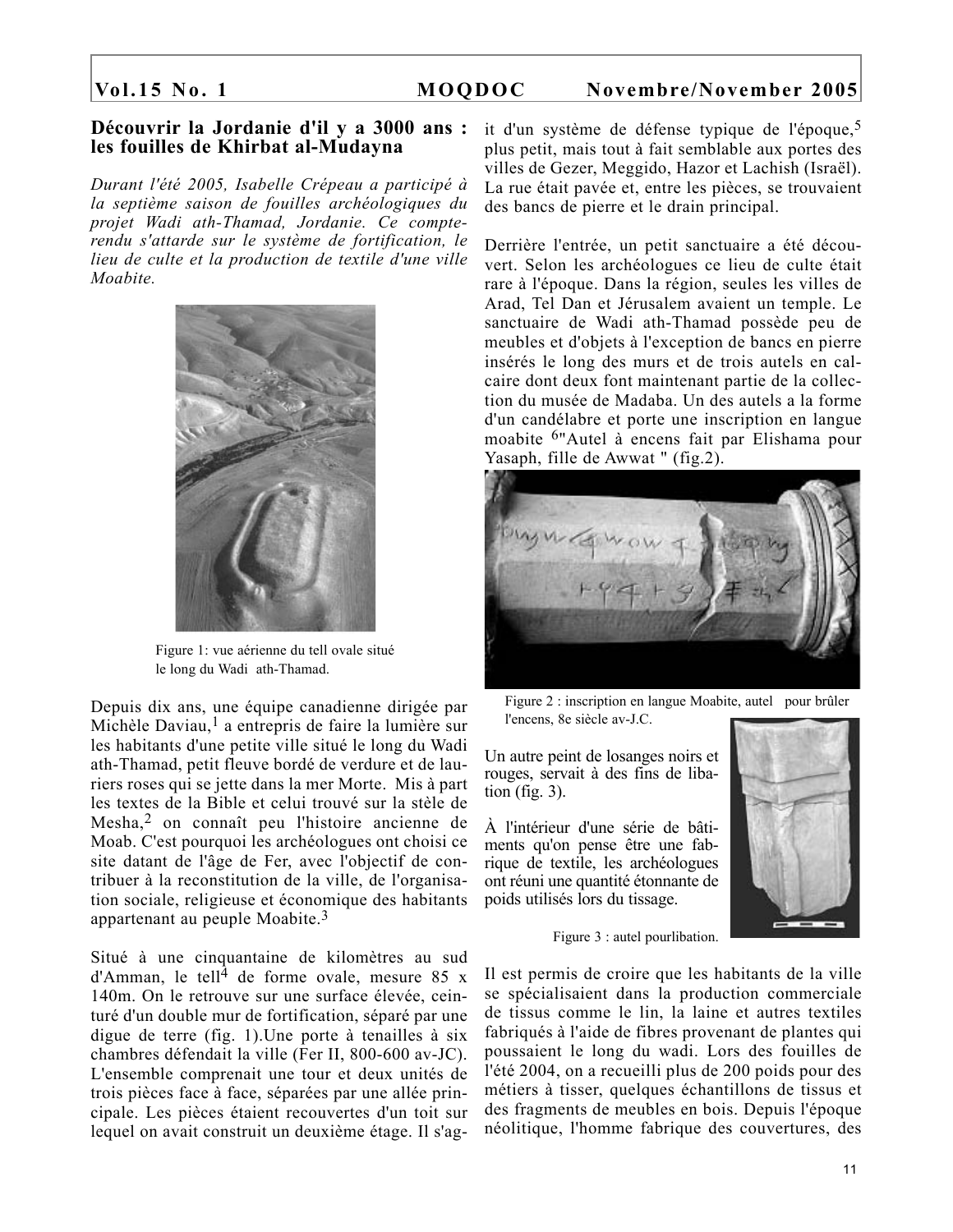## Découvrir la Jordanie d'il y a 3000 ans : les fouilles de Khirbat al-Mudayna

*Durant l'été 2005, Isabelle Crépeau a participé à la septième saison de fouilles archéologiques du projet Wadi ath-Thamad, Jordanie. Ce compte-rendu s'attarde sur le système de fortification, le lieu de culte et la production de textile d'une ville Moabite.*

Figure 1: vue aérienne du tell ovale situé le long du Wadi ath-Thamad.

Depuis dix ans, une équipe canadienne dirigée par Michèle Daviau,[1] a entrepris de faire la lumière sur les habitants d'une petite ville situé le long du Wadi ath-Thamad, petit fleuve bordé de verdure et de lauriers roses qui se jette dans la mer Morte. Mis à part les textes de la Bible et celui trouvé sur la stèle de Mesha,[2] on connaît peu l'histoire ancienne de Moab. C'est pourquoi les archéologues ont choisi ce site datant de l'âge de Fer, avec l'objectif de contribuer à la reconstitution de la ville, de l'organisation sociale, religieuse et économique des habitants appartenant au peuple Moabite.[3]

Situé à une cinquantaine de kilomètres au sud d'Amman, le tell[4] de forme ovale, mesure 85 x 140m. On le retrouve sur une surface élevée, ceinturé d'un double mur de fortification, séparé par une digue de terre (fig. 1).Une porte à tenailles à six chambres défendait la ville (Fer II, 800-600 av-JC). L'ensemble comprenait une tour et deux unités de trois pièces face à face, séparées par une allée principale. Les pièces étaient recouvertes d'un toit sur lequel on avait construit un deuxième étage. Il s'agit d'un système de défense typique de l'époque,[5] plus petit, mais tout à fait semblable aux portes des villes de Gezer, Meggido, Hazor et Lachish (Israël). La rue était pavée et, entre les pièces, se trouvaient des bancs de pierre et le drain principal.

Derrière l'entrée, un petit sanctuaire a été découvert. Selon les archéologues ce lieu de culte était rare à l'époque. Dans la région, seules les villes de Arad, Tel Dan et Jérusalem avaient un temple. Le sanctuaire de Wadi ath-Thamad possède peu de meubles et d'objets à l'exception de bancs en pierre insérés le long des murs et de trois autels en calcaire dont deux font maintenant partie de la collection du musée de Madaba. Un des autels a la forme d'un candélabre et porte une inscription en langue moabite [6]"Autel à encens fait par Elishama pour Yasaph, fille de Awwat " (fig.2).

Figure 2 : inscription en langue Moabite, autel pour brûler l'encens, 8e siècle av-J.C.

Un autre peint de losanges noirs et rouges, servait à des fins de libation (fig. 3).

À l'intérieur d'une série de bâtiments qu'on pense être une fabrique de textile, les archéologues ont réuni une quantité étonnante de poids utilisés lors du tissage.

Figure 3 : autel pourlibation.

Il est permis de croire que les habitants de la ville se spécialisaient dans la production commerciale de tissus comme le lin, la laine et autres textiles fabriqués à l'aide de fibres provenant de plantes qui poussaient le long du wadi. Lors des fouilles de l'été 2004, on a recueilli plus de 200 poids pour des métiers à tisser, quelques échantillons de tissus et des fragments de meubles en bois. Depuis l'époque néolitique, l'homme fabrique des couvertures, des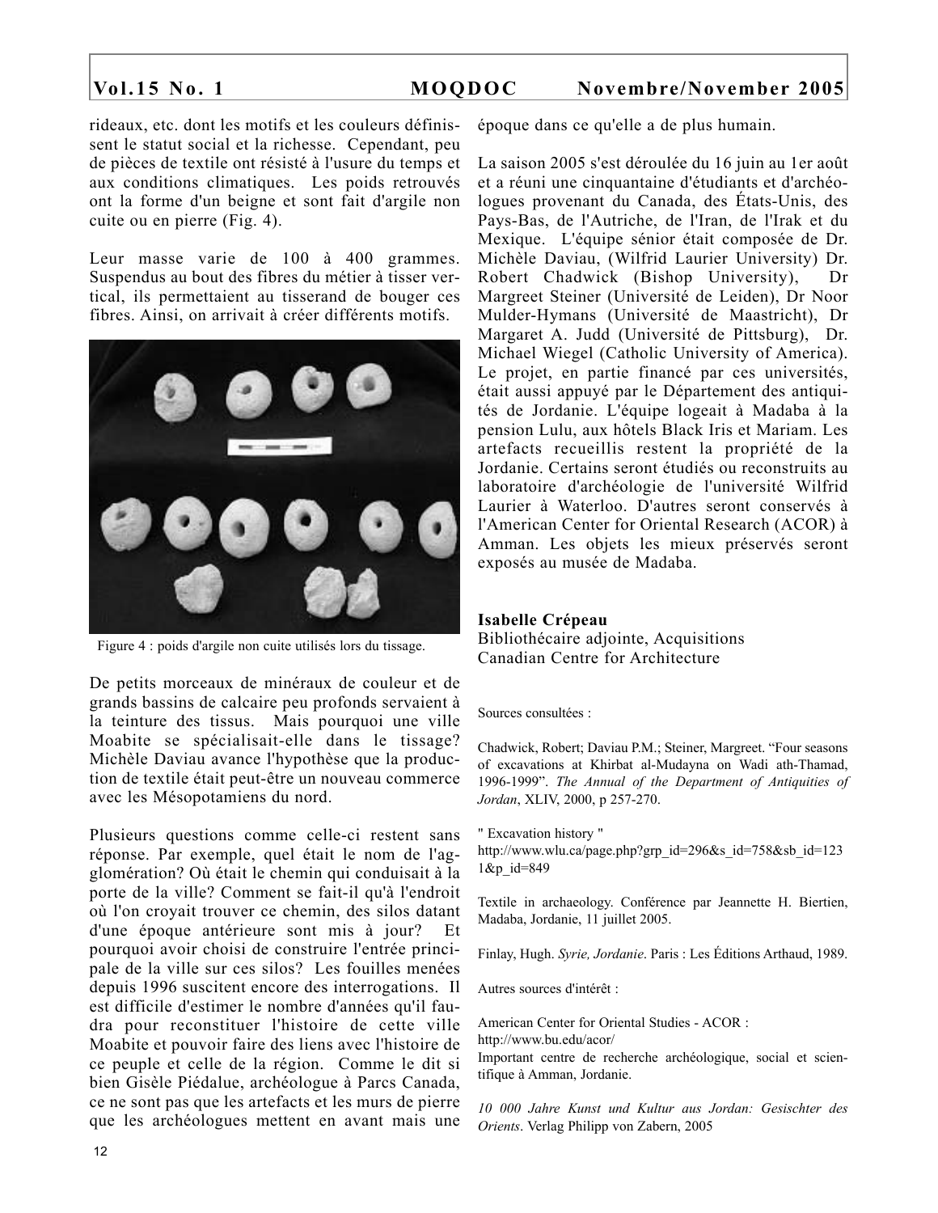rideaux, etc. dont les motifs et les couleurs définissent le statut social et la richesse. Cependant, peu de pièces de textile ont résisté à l'usure du temps et aux conditions climatiques. Les poids retrouvés ont la forme d'un beigne et sont fait d'argile non cuite ou en pierre (Fig. 4).

Leur masse varie de 100 à 400 grammes. Suspendus au bout des fibres du métier à tisser vertical, ils permettaient au tisserand de bouger ces fibres. Ainsi, on arrivait à créer différents motifs.

Figure 4 : poids d'argile non cuite utilisés lors du tissage.

De petits morceaux de minéraux de couleur et de grands bassins de calcaire peu profonds servaient à la teinture des tissus. Mais pourquoi une ville Moabite se spécialisait-elle dans le tissage? Michèle Daviau avance l'hypothèse que la production de textile était peut-être un nouveau commerce avec les Mésopotamiens du nord.

Plusieurs questions comme celle-ci restent sans réponse. Par exemple, quel était le nom de l'agglomération? Où était le chemin qui conduisait à la porte de la ville? Comment se fait-il qu'à l'endroit où l'on croyait trouver ce chemin, des silos datant d'une époque antérieure sont mis à jour? Et pourquoi avoir choisi de construire l'entrée principale de la ville sur ces silos? Les fouilles menées depuis 1996 suscitent encore des interrogations. Il est difficile d'estimer le nombre d'années qu'il faudra pour reconstituer l'histoire de cette ville Moabite et pouvoir faire des liens avec l'histoire de ce peuple et celle de la région. Comme le dit si bien Gisèle Piédalue, archéologue à Parcs Canada, ce ne sont pas que les artefacts et les murs de pierre que les archéologues mettent en avant mais une époque dans ce qu'elle a de plus humain.

La saison 2005 s'est déroulée du 16 juin au 1er août et a réuni une cinquantaine d'étudiants et d'archéologues provenant du Canada, des États-Unis, des Pays-Bas, de l'Autriche, de l'Iran, de l'Irak et du Mexique. L'équipe sénior était composée de Dr. Michèle Daviau, (Wilfrid Laurier University) Dr. Robert Chadwick (Bishop University), Dr Margreet Steiner (Université de Leiden), Dr Noor Mulder-Hymans (Université de Maastricht), Dr Margaret A. Judd (Université de Pittsburg), Dr. Michael Wiegel (Catholic University of America). Le projet, en partie financé par ces universités, était aussi appuyé par le Département des antiquités de Jordanie. L'équipe logeait à Madaba à la pension Lulu, aux hôtels Black Iris et Mariam. Les artefacts recueillis restent la propriété de la Jordanie. Certains seront étudiés ou reconstruits au laboratoire d'archéologie de l'université Wilfrid Laurier à Waterloo. D'autres seront conservés à l'American Center for Oriental Research (ACOR) à Amman. Les objets les mieux préservés seront exposés au musée de Madaba.

**Isabelle Crépeau**
Bibliothécaire adjointe, Acquisitions
Canadian Centre for Architecture

Sources consultées :

Chadwick, Robert; Daviau P.M.; Steiner, Margreet. "Four seasons of excavations at Khirbat al-Mudayna on Wadi ath-Thamad, 1996-1999". *The Annual of the Department of Antiquities of Jordan*, XLIV, 2000, p 257-270.

" Excavation history "
http://www.wlu.ca/page.php?grp_id=296&s_id=758&sb_id=1231&p_id=849

Textile in archaeology. Conférence par Jeannette H. Biertien, Madaba, Jordanie, 11 juillet 2005.

Finlay, Hugh. *Syrie, Jordanie*. Paris : Les Éditions Arthaud, 1989.

Autres sources d'intérêt :

American Center for Oriental Studies - ACOR :
http://www.bu.edu/acor/
Important centre de recherche archéologique, social et scientifique à Amman, Jordanie.

*10 000 Jahre Kunst und Kultur aus Jordan: Gesischter des Orients*. Verlag Philipp von Zabern, 2005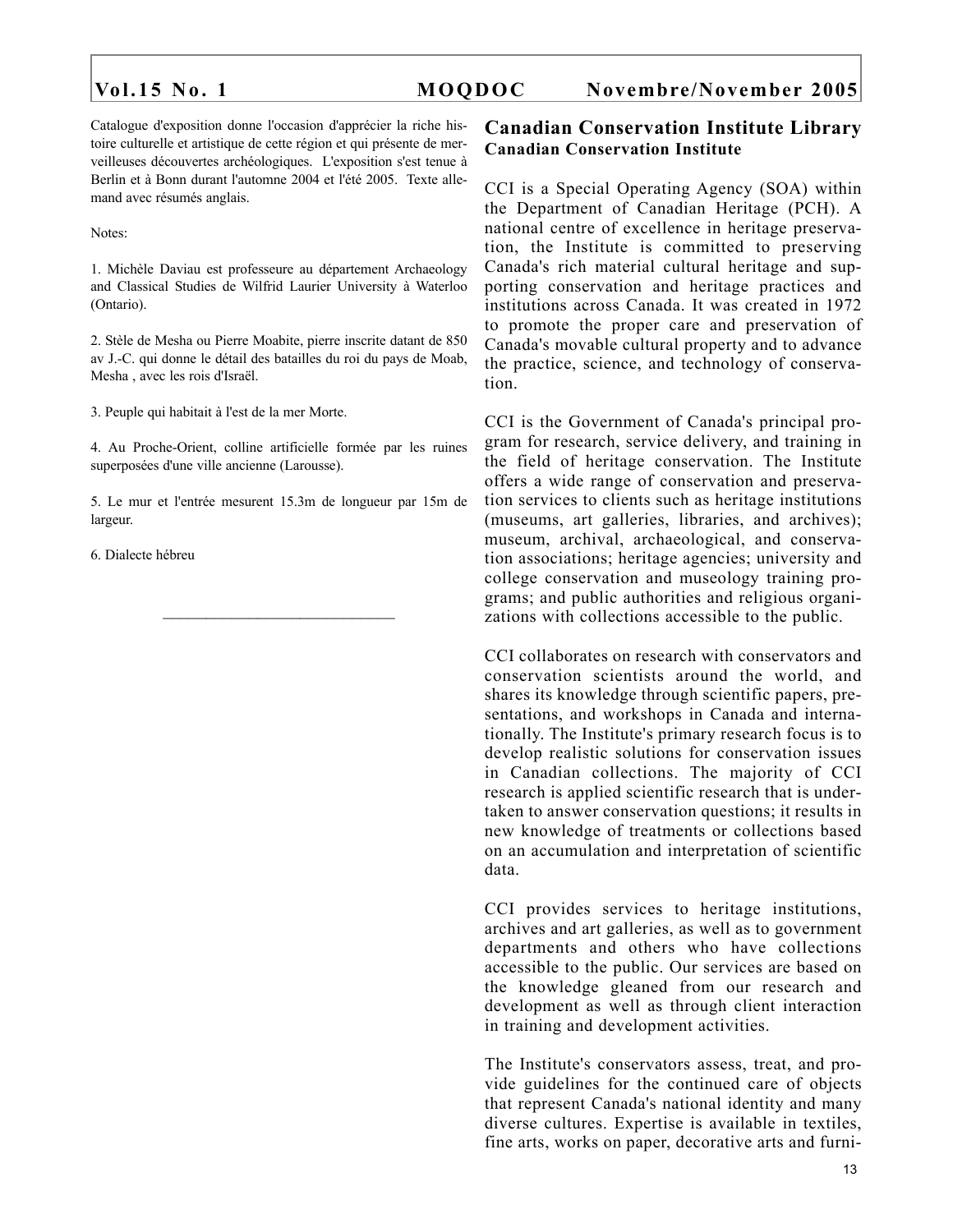Catalogue d'exposition donne l'occasion d'apprécier la riche histoire culturelle et artistique de cette région et qui présente de merveilleuses découvertes archéologiques. L'exposition s'est tenue à Berlin et à Bonn durant l'automne 2004 et l'été 2005. Texte allemand avec résumés anglais.

Notes:

1. Michèle Daviau est professeure au département Archaeology and Classical Studies de Wilfrid Laurier University à Waterloo (Ontario).

2. Stèle de Mesha ou Pierre Moabite, pierre inscrite datant de 850 av J.-C. qui donne le détail des batailles du roi du pays de Moab, Mesha , avec les rois d'Israël.

3. Peuple qui habitait à l'est de la mer Morte.

4. Au Proche-Orient, colline artificielle formée par les ruines superposées d'une ville ancienne (Larousse).

5. Le mur et l'entrée mesurent 15.3m de longueur par 15m de largeur.

6. Dialecte hébreu

---

## Canadian Conservation Institute Library

**Canadian Conservation Institute**

CCI is a Special Operating Agency (SOA) within the Department of Canadian Heritage (PCH). A national centre of excellence in heritage preservation, the Institute is committed to preserving Canada's rich material cultural heritage and supporting conservation and heritage practices and institutions across Canada. It was created in 1972 to promote the proper care and preservation of Canada's movable cultural property and to advance the practice, science, and technology of conservation.

CCI is the Government of Canada's principal program for research, service delivery, and training in the field of heritage conservation. The Institute offers a wide range of conservation and preservation services to clients such as heritage institutions (museums, art galleries, libraries, and archives); museum, archival, archaeological, and conservation associations; heritage agencies; university and college conservation and museology training programs; and public authorities and religious organizations with collections accessible to the public.

CCI collaborates on research with conservators and conservation scientists around the world, and shares its knowledge through scientific papers, presentations, and workshops in Canada and internationally. The Institute's primary research focus is to develop realistic solutions for conservation issues in Canadian collections. The majority of CCI research is applied scientific research that is undertaken to answer conservation questions; it results in new knowledge of treatments or collections based on an accumulation and interpretation of scientific data.

CCI provides services to heritage institutions, archives and art galleries, as well as to government departments and others who have collections accessible to the public. Our services are based on the knowledge gleaned from our research and development as well as through client interaction in training and development activities.

The Institute's conservators assess, treat, and provide guidelines for the continued care of objects that represent Canada's national identity and many diverse cultures. Expertise is available in textiles, fine arts, works on paper, decorative arts and furni-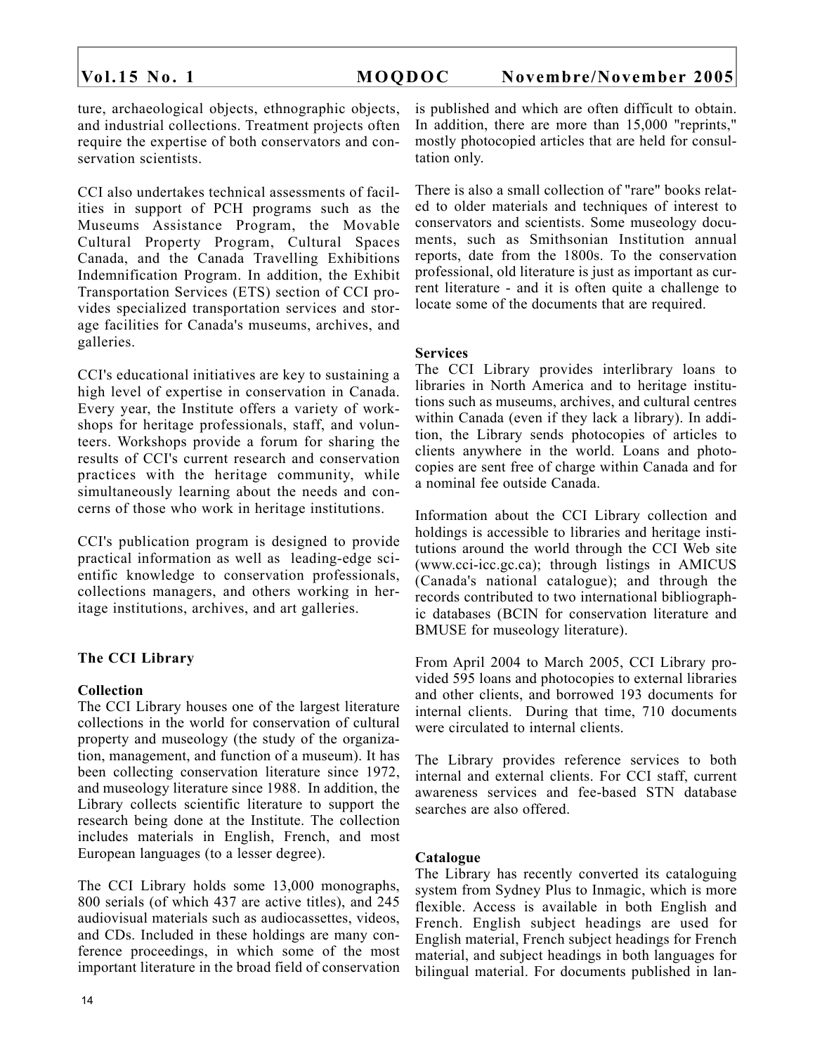ture, archaeological objects, ethnographic objects, and industrial collections. Treatment projects often require the expertise of both conservators and conservation scientists.

CCI also undertakes technical assessments of facilities in support of PCH programs such as the Museums Assistance Program, the Movable Cultural Property Program, Cultural Spaces Canada, and the Canada Travelling Exhibitions Indemnification Program. In addition, the Exhibit Transportation Services (ETS) section of CCI provides specialized transportation services and storage facilities for Canada's museums, archives, and galleries.

CCI's educational initiatives are key to sustaining a high level of expertise in conservation in Canada. Every year, the Institute offers a variety of workshops for heritage professionals, staff, and volunteers. Workshops provide a forum for sharing the results of CCI's current research and conservation practices with the heritage community, while simultaneously learning about the needs and concerns of those who work in heritage institutions.

CCI's publication program is designed to provide practical information as well as leading-edge scientific knowledge to conservation professionals, collections managers, and others working in heritage institutions, archives, and art galleries.

### The CCI Library

#### Collection

The CCI Library houses one of the largest literature collections in the world for conservation of cultural property and museology (the study of the organization, management, and function of a museum). It has been collecting conservation literature since 1972, and museology literature since 1988. In addition, the Library collects scientific literature to support the research being done at the Institute. The collection includes materials in English, French, and most European languages (to a lesser degree).

The CCI Library holds some 13,000 monographs, 800 serials (of which 437 are active titles), and 245 audiovisual materials such as audiocassettes, videos, and CDs. Included in these holdings are many conference proceedings, in which some of the most important literature in the broad field of conservation is published and which are often difficult to obtain. In addition, there are more than 15,000 "reprints," mostly photocopied articles that are held for consultation only.

There is also a small collection of "rare" books related to older materials and techniques of interest to conservators and scientists. Some museology documents, such as Smithsonian Institution annual reports, date from the 1800s. To the conservation professional, old literature is just as important as current literature - and it is often quite a challenge to locate some of the documents that are required.

#### Services

The CCI Library provides interlibrary loans to libraries in North America and to heritage institutions such as museums, archives, and cultural centres within Canada (even if they lack a library). In addition, the Library sends photocopies of articles to clients anywhere in the world. Loans and photocopies are sent free of charge within Canada and for a nominal fee outside Canada.

Information about the CCI Library collection and holdings is accessible to libraries and heritage institutions around the world through the CCI Web site (www.cci-icc.gc.ca); through listings in AMICUS (Canada's national catalogue); and through the records contributed to two international bibliographic databases (BCIN for conservation literature and BMUSE for museology literature).

From April 2004 to March 2005, CCI Library provided 595 loans and photocopies to external libraries and other clients, and borrowed 193 documents for internal clients. During that time, 710 documents were circulated to internal clients.

The Library provides reference services to both internal and external clients. For CCI staff, current awareness services and fee-based STN database searches are also offered.

#### Catalogue

The Library has recently converted its cataloguing system from Sydney Plus to Inmagic, which is more flexible. Access is available in both English and French. English subject headings are used for English material, French subject headings for French material, and subject headings in both languages for bilingual material. For documents published in lan-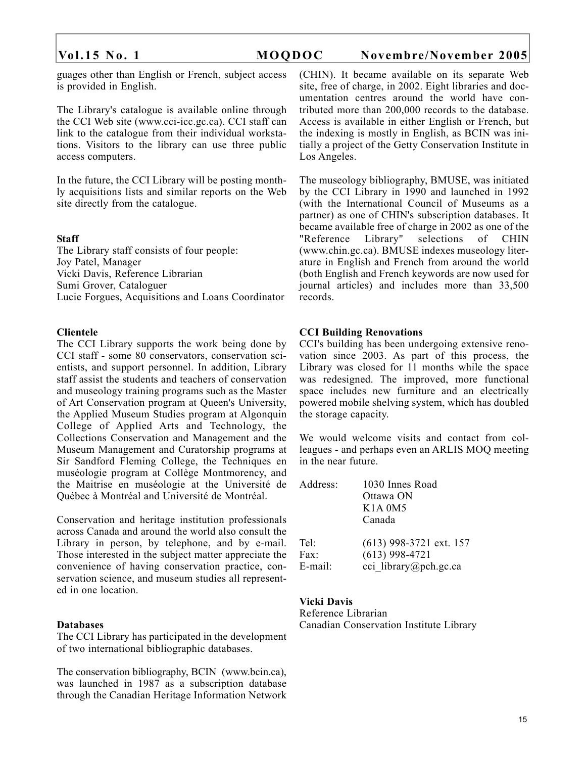guages other than English or French, subject access is provided in English.

The Library's catalogue is available online through the CCI Web site (www.cci-icc.gc.ca). CCI staff can link to the catalogue from their individual workstations. Visitors to the library can use three public access computers.

In the future, the CCI Library will be posting monthly acquisitions lists and similar reports on the Web site directly from the catalogue.

**Staff**

The Library staff consists of four people:
Joy Patel, Manager
Vicki Davis, Reference Librarian
Sumi Grover, Cataloguer
Lucie Forgues, Acquisitions and Loans Coordinator

**Clientele**

The CCI Library supports the work being done by CCI staff - some 80 conservators, conservation scientists, and support personnel. In addition, Library staff assist the students and teachers of conservation and museology training programs such as the Master of Art Conservation program at Queen's University, the Applied Museum Studies program at Algonquin College of Applied Arts and Technology, the Collections Conservation and Management and the Museum Management and Curatorship programs at Sir Sandford Fleming College, the Techniques en muséologie program at Collège Montmorency, and the Maitrise en muséologie at the Université de Québec à Montréal and Université de Montréal.

Conservation and heritage institution professionals across Canada and around the world also consult the Library in person, by telephone, and by e-mail. Those interested in the subject matter appreciate the convenience of having conservation practice, conservation science, and museum studies all represented in one location.

**Databases**

The CCI Library has participated in the development of two international bibliographic databases.

The conservation bibliography, BCIN (www.bcin.ca), was launched in 1987 as a subscription database through the Canadian Heritage Information Network (CHIN). It became available on its separate Web site, free of charge, in 2002. Eight libraries and documentation centres around the world have contributed more than 200,000 records to the database. Access is available in either English or French, but the indexing is mostly in English, as BCIN was initially a project of the Getty Conservation Institute in Los Angeles.

The museology bibliography, BMUSE, was initiated by the CCI Library in 1990 and launched in 1992 (with the International Council of Museums as a partner) as one of CHIN's subscription databases. It became available free of charge in 2002 as one of the "Reference Library" selections of CHIN (www.chin.gc.ca). BMUSE indexes museology literature in English and French from around the world (both English and French keywords are now used for journal articles) and includes more than 33,500 records.

**CCI Building Renovations**

CCI's building has been undergoing extensive renovation since 2003. As part of this process, the Library was closed for 11 months while the space was redesigned. The improved, more functional space includes new furniture and an electrically powered mobile shelving system, which has doubled the storage capacity.

We would welcome visits and contact from colleagues - and perhaps even an ARLIS MOQ meeting in the near future.

Address: 1030 Innes Road
Ottawa ON
K1A 0M5
Canada

Tel: (613) 998-3721 ext. 157
Fax: (613) 998-4721
E-mail: cci_library@pch.gc.ca

**Vicki Davis**
Reference Librarian
Canadian Conservation Institute Library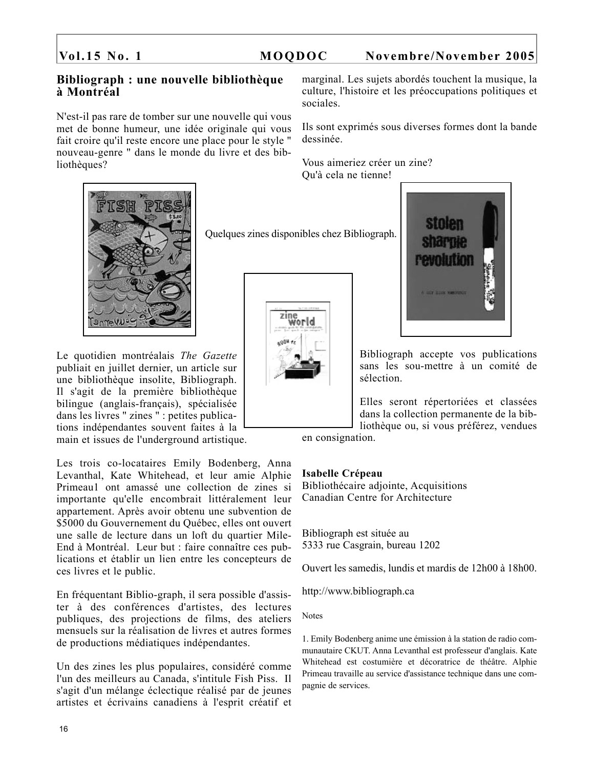## Bibliograph : une nouvelle bibliothèque à Montréal

N'est-il pas rare de tomber sur une nouvelle qui vous met de bonne humeur, une idée originale qui vous fait croire qu'il reste encore une place pour le style " nouveau-genre " dans le monde du livre et des bibliothèques?

Quelques zines disponibles chez Bibliograph.

Le quotidien montréalais *The Gazette* publiait en juillet dernier, un article sur une bibliothèque insolite, Bibliograph. Il s'agit de la première bibliothèque bilingue (anglais-français), spécialisée dans les livres " zines " : petites publications indépendantes souvent faites à la main et issues de l'underground artistique.

Les trois co-locataires Emily Bodenberg, Anna Levanthal, Kate Whitehead, et leur amie Alphie Primeau[1] ont amassé une collection de zines si importante qu'elle encombrait littéralement leur appartement. Après avoir obtenu une subvention de $5000 du Gouvernement du Québec, elles ont ouvert une salle de lecture dans un loft du quartier Mile-End à Montréal. Leur but : faire connaître ces publications et établir un lien entre les concepteurs de ces livres et le public.

En fréquentant Biblio-graph, il sera possible d'assister à des conférences d'artistes, des lectures publiques, des projections de films, des ateliers mensuels sur la réalisation de livres et autres formes de productions médiatiques indépendantes.

Un des zines les plus populaires, considéré comme l'un des meilleurs au Canada, s'intitule Fish Piss. Il s'agit d'un mélange éclectique réalisé par de jeunes artistes et écrivains canadiens à l'esprit créatif et marginal. Les sujets abordés touchent la musique, la culture, l'histoire et les préoccupations politiques et sociales.

Ils sont exprimés sous diverses formes dont la bande dessinée.

Vous aimeriez créer un zine?
Qu'à cela ne tienne!

Bibliograph accepte vos publications sans les sou-mettre à un comité de sélection.

Elles seront répertoriées et classées dans la collection permanente de la bibliothèque ou, si vous préférez, vendues en consignation.

**Isabelle Crépeau**
Bibliothécaire adjointe, Acquisitions
Canadian Centre for Architecture

Bibliograph est située au
5333 rue Casgrain, bureau 1202

Ouvert les samedis, lundis et mardis de 12h00 à 18h00.

http://www.bibliograph.ca

Notes

1. Emily Bodenberg anime une émission à la station de radio communautaire CKUT. Anna Levanthal est professeur d'anglais. Kate Whitehead est costumière et décoratrice de théâtre. Alphie Primeau travaille au service d'assistance technique dans une compagnie de services.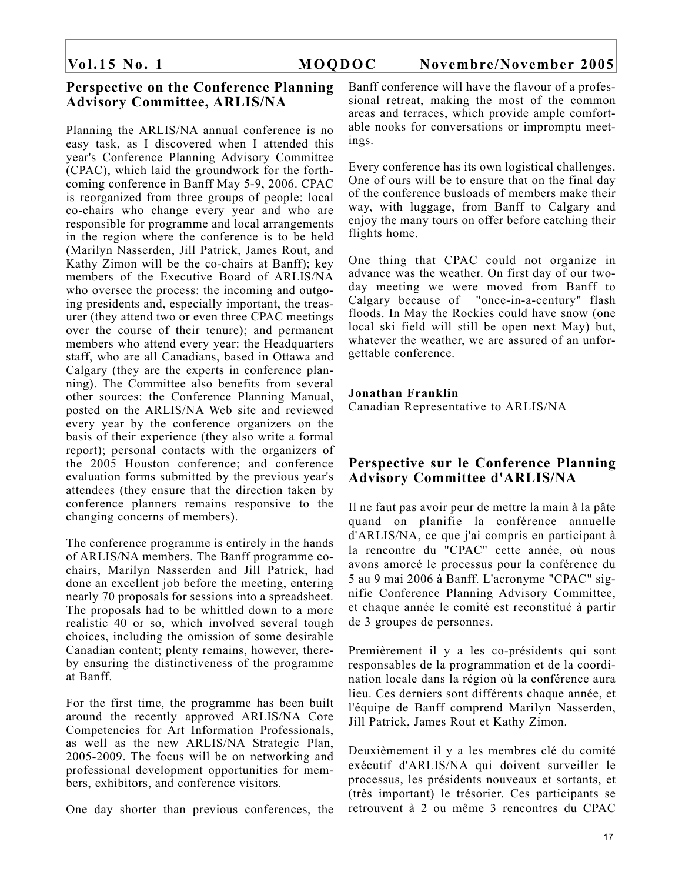## Perspective on the Conference Planning Advisory Committee, ARLIS/NA

Planning the ARLIS/NA annual conference is no easy task, as I discovered when I attended this year's Conference Planning Advisory Committee (CPAC), which laid the groundwork for the forthcoming conference in Banff May 5-9, 2006. CPAC is reorganized from three groups of people: local co-chairs who change every year and who are responsible for programme and local arrangements in the region where the conference is to be held (Marilyn Nasserden, Jill Patrick, James Rout, and Kathy Zimon will be the co-chairs at Banff); key members of the Executive Board of ARLIS/NA who oversee the process: the incoming and outgoing presidents and, especially important, the treasurer (they attend two or even three CPAC meetings over the course of their tenure); and permanent members who attend every year: the Headquarters staff, who are all Canadians, based in Ottawa and Calgary (they are the experts in conference planning). The Committee also benefits from several other sources: the Conference Planning Manual, posted on the ARLIS/NA Web site and reviewed every year by the conference organizers on the basis of their experience (they also write a formal report); personal contacts with the organizers of the 2005 Houston conference; and conference evaluation forms submitted by the previous year's attendees (they ensure that the direction taken by conference planners remains responsive to the changing concerns of members).

The conference programme is entirely in the hands of ARLIS/NA members. The Banff programme co-chairs, Marilyn Nasserden and Jill Patrick, had done an excellent job before the meeting, entering nearly 70 proposals for sessions into a spreadsheet. The proposals had to be whittled down to a more realistic 40 or so, which involved several tough choices, including the omission of some desirable Canadian content; plenty remains, however, thereby ensuring the distinctiveness of the programme at Banff.

For the first time, the programme has been built around the recently approved ARLIS/NA Core Competencies for Art Information Professionals, as well as the new ARLIS/NA Strategic Plan, 2005-2009. The focus will be on networking and professional development opportunities for members, exhibitors, and conference visitors.

One day shorter than previous conferences, the Banff conference will have the flavour of a professional retreat, making the most of the common areas and terraces, which provide ample comfortable nooks for conversations or impromptu meetings.

Every conference has its own logistical challenges. One of ours will be to ensure that on the final day of the conference busloads of members make their way, with luggage, from Banff to Calgary and enjoy the many tours on offer before catching their flights home.

One thing that CPAC could not organize in advance was the weather. On first day of our two-day meeting we were moved from Banff to Calgary because of "once-in-a-century" flash floods. In May the Rockies could have snow (one local ski field will still be open next May) but, whatever the weather, we are assured of an unforgettable conference.

**Jonathan Franklin**
Canadian Representative to ARLIS/NA

## Perspective sur le Conference Planning Advisory Committee d'ARLIS/NA

Il ne faut pas avoir peur de mettre la main à la pâte quand on planifie la conférence annuelle d'ARLIS/NA, ce que j'ai compris en participant à la rencontre du "CPAC" cette année, où nous avons amorcé le processus pour la conférence du 5 au 9 mai 2006 à Banff. L'acronyme "CPAC" signifie Conference Planning Advisory Committee, et chaque année le comité est reconstitué à partir de 3 groupes de personnes.

Premièrement il y a les co-présidents qui sont responsables de la programmation et de la coordination locale dans la région où la conférence aura lieu. Ces derniers sont différents chaque année, et l'équipe de Banff comprend Marilyn Nasserden, Jill Patrick, James Rout et Kathy Zimon.

Deuxièmement il y a les membres clé du comité exécutif d'ARLIS/NA qui doivent surveiller le processus, les présidents nouveaux et sortants, et (très important) le trésorier. Ces participants se retrouvent à 2 ou même 3 rencontres du CPAC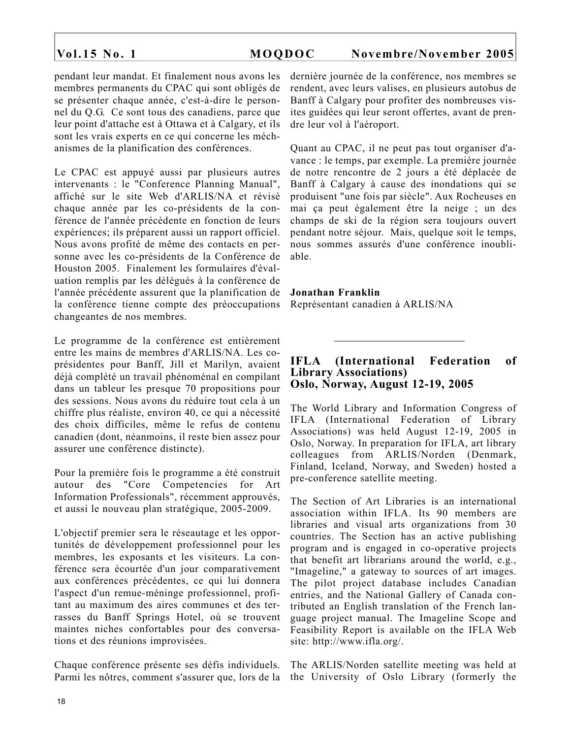pendant leur mandat. Et finalement nous avons les membres permanents du CPAC qui sont obligés de se présenter chaque année, c'est-à-dire le personnel du Q.G. Ce sont tous des canadiens, parce que leur point d'attache est à Ottawa et à Calgary, et ils sont les vrais experts en ce qui concerne les méchanismes de la planification des conférences.

Le CPAC est appuyé aussi par plusieurs autres intervenants : le "Conference Planning Manual", affiché sur le site Web d'ARLIS/NA et révisé chaque année par les co-présidents de la conférence de l'année précédente en fonction de leurs expériences; ils préparent aussi un rapport officiel. Nous avons profité de même des contacts en personne avec les co-présidents de la Conférence de Houston 2005. Finalement les formulaires d'évaluation remplis par les délégués à la conférence de l'année précédente assurent que la planification de la conférence tienne compte des préoccupations changeantes de nos membres.

Le programme de la conférence est entièrement entre les mains de membres d'ARLIS/NA. Les co-présidentes pour Banff, Jill et Marilyn, avaient déjà complété un travail phénoménal en compilant dans un tableur les presque 70 propositions pour des sessions. Nous avons du réduire tout cela à un chiffre plus réaliste, environ 40, ce qui a nécessité des choix difficiles, même le refus de contenu canadien (dont, néanmoins, il reste bien assez pour assurer une conférence distincte).

Pour la première fois le programme a été construit autour des "Core Competencies for Art Information Professionals", récemment approuvés, et aussi le nouveau plan stratégique, 2005-2009.

L'objectif premier sera le réseautage et les opportunités de développement professionnel pour les membres, les exposants et les visiteurs. La conférence sera écourtée d'un jour comparativement aux conférences précédentes, ce qui lui donnera l'aspect d'un remue-méninge professionnel, profitant au maximum des aires communes et des terrasses du Banff Springs Hotel, où se trouvent maintes niches confortables pour des conversations et des réunions improvisées.

Chaque conférence présente ses défis individuels. Parmi les nôtres, comment s'assurer que, lors de la dernière journée de la conférence, nos membres se rendent, avec leurs valises, en plusieurs autobus de Banff à Calgary pour profiter des nombreuses visites guidées qui leur seront offertes, avant de prendre leur vol à l'aéroport.

Quant au CPAC, il ne peut pas tout organiser d'avance : le temps, par exemple. La première journée de notre rencontre de 2 jours a été déplacée de Banff à Calgary à cause des inondations qui se produisent "une fois par siècle". Aux Rocheuses en mai ça peut également être la neige ; un des champs de ski de la région sera toujours ouvert pendant notre séjour. Mais, quelque soit le temps, nous sommes assurés d'une conférence inoubliable.

**Jonathan Franklin**
Représentant canadien à ARLIS/NA

---

## IFLA (International Federation of Library Associations)
## Oslo, Norway, August 12-19, 2005

The World Library and Information Congress of IFLA (International Federation of Library Associations) was held August 12-19, 2005 in Oslo, Norway. In preparation for IFLA, art library colleagues from ARLIS/Norden (Denmark, Finland, Iceland, Norway, and Sweden) hosted a pre-conference satellite meeting.

The Section of Art Libraries is an international association within IFLA. Its 90 members are libraries and visual arts organizations from 30 countries. The Section has an active publishing program and is engaged in co-operative projects that benefit art librarians around the world, e.g., "Imageline," a gateway to sources of art images. The pilot project database includes Canadian entries, and the National Gallery of Canada contributed an English translation of the French language project manual. The Imageline Scope and Feasibility Report is available on the IFLA Web site: http://www.ifla.org/.

The ARLIS/Norden satellite meeting was held at the University of Oslo Library (formerly the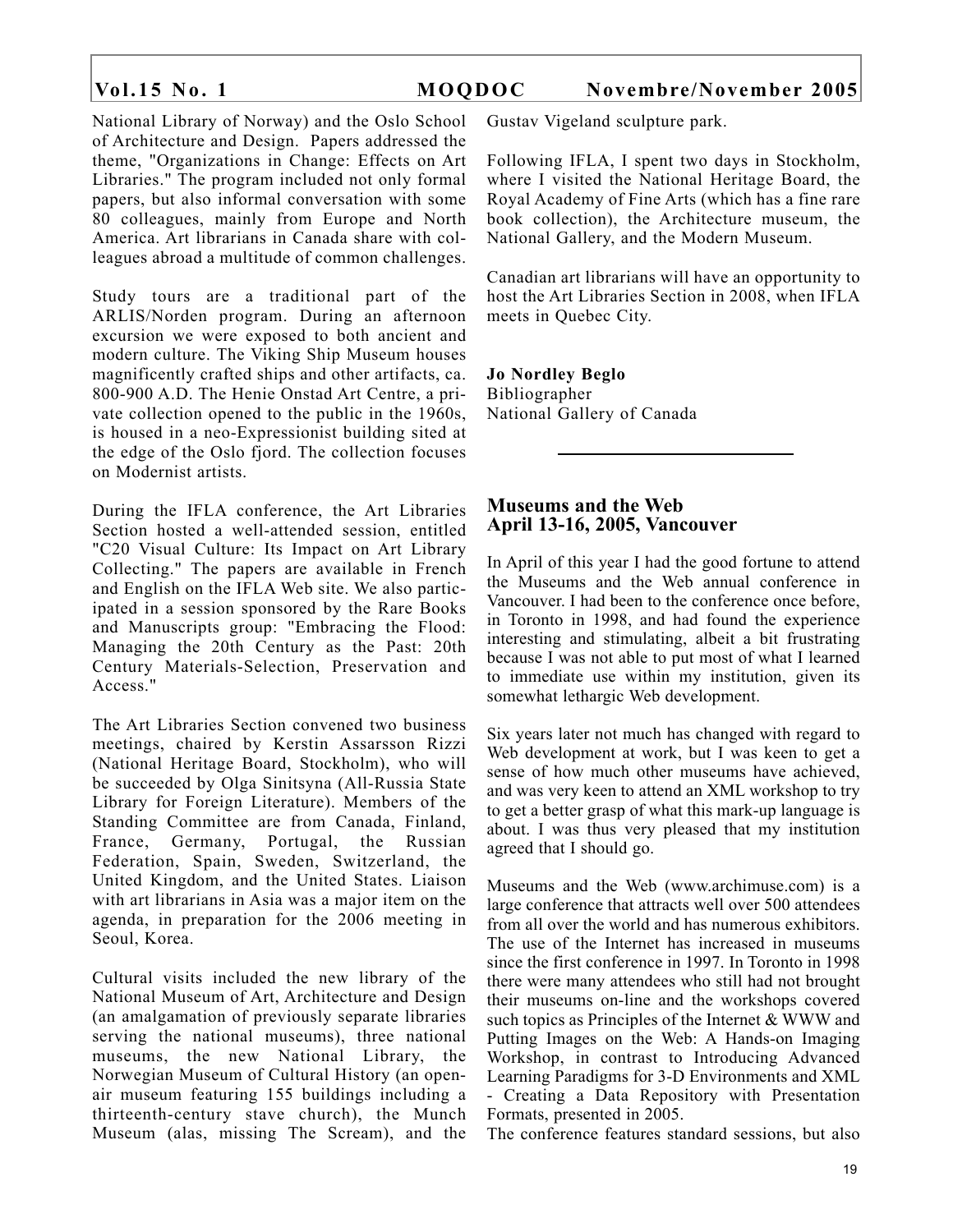National Library of Norway) and the Oslo School of Architecture and Design. Papers addressed the theme, "Organizations in Change: Effects on Art Libraries." The program included not only formal papers, but also informal conversation with some 80 colleagues, mainly from Europe and North America. Art librarians in Canada share with colleagues abroad a multitude of common challenges.

Study tours are a traditional part of the ARLIS/Norden program. During an afternoon excursion we were exposed to both ancient and modern culture. The Viking Ship Museum houses magnificently crafted ships and other artifacts, ca. 800-900 A.D. The Henie Onstad Art Centre, a private collection opened to the public in the 1960s, is housed in a neo-Expressionist building sited at the edge of the Oslo fjord. The collection focuses on Modernist artists.

During the IFLA conference, the Art Libraries Section hosted a well-attended session, entitled "C20 Visual Culture: Its Impact on Art Library Collecting." The papers are available in French and English on the IFLA Web site. We also participated in a session sponsored by the Rare Books and Manuscripts group: "Embracing the Flood: Managing the 20th Century as the Past: 20th Century Materials-Selection, Preservation and Access."

The Art Libraries Section convened two business meetings, chaired by Kerstin Assarsson Rizzi (National Heritage Board, Stockholm), who will be succeeded by Olga Sinitsyna (All-Russia State Library for Foreign Literature). Members of the Standing Committee are from Canada, Finland, France, Germany, Portugal, the Russian Federation, Spain, Sweden, Switzerland, the United Kingdom, and the United States. Liaison with art librarians in Asia was a major item on the agenda, in preparation for the 2006 meeting in Seoul, Korea.

Cultural visits included the new library of the National Museum of Art, Architecture and Design (an amalgamation of previously separate libraries serving the national museums), three national museums, the new National Library, the Norwegian Museum of Cultural History (an open-air museum featuring 155 buildings including a thirteenth-century stave church), the Munch Museum (alas, missing The Scream), and the Gustav Vigeland sculpture park.

Following IFLA, I spent two days in Stockholm, where I visited the National Heritage Board, the Royal Academy of Fine Arts (which has a fine rare book collection), the Architecture museum, the National Gallery, and the Modern Museum.

Canadian art librarians will have an opportunity to host the Art Libraries Section in 2008, when IFLA meets in Quebec City.

**Jo Nordley Beglo**
Bibliographer
National Gallery of Canada

---

## Museums and the Web
## April 13-16, 2005, Vancouver

In April of this year I had the good fortune to attend the Museums and the Web annual conference in Vancouver. I had been to the conference once before, in Toronto in 1998, and had found the experience interesting and stimulating, albeit a bit frustrating because I was not able to put most of what I learned to immediate use within my institution, given its somewhat lethargic Web development.

Six years later not much has changed with regard to Web development at work, but I was keen to get a sense of how much other museums have achieved, and was very keen to attend an XML workshop to try to get a better grasp of what this mark-up language is about. I was thus very pleased that my institution agreed that I should go.

Museums and the Web (www.archimuse.com) is a large conference that attracts well over 500 attendees from all over the world and has numerous exhibitors. The use of the Internet has increased in museums since the first conference in 1997. In Toronto in 1998 there were many attendees who still had not brought their museums on-line and the workshops covered such topics as Principles of the Internet & WWW and Putting Images on the Web: A Hands-on Imaging Workshop, in contrast to Introducing Advanced Learning Paradigms for 3-D Environments and XML - Creating a Data Repository with Presentation Formats, presented in 2005.
The conference features standard sessions, but also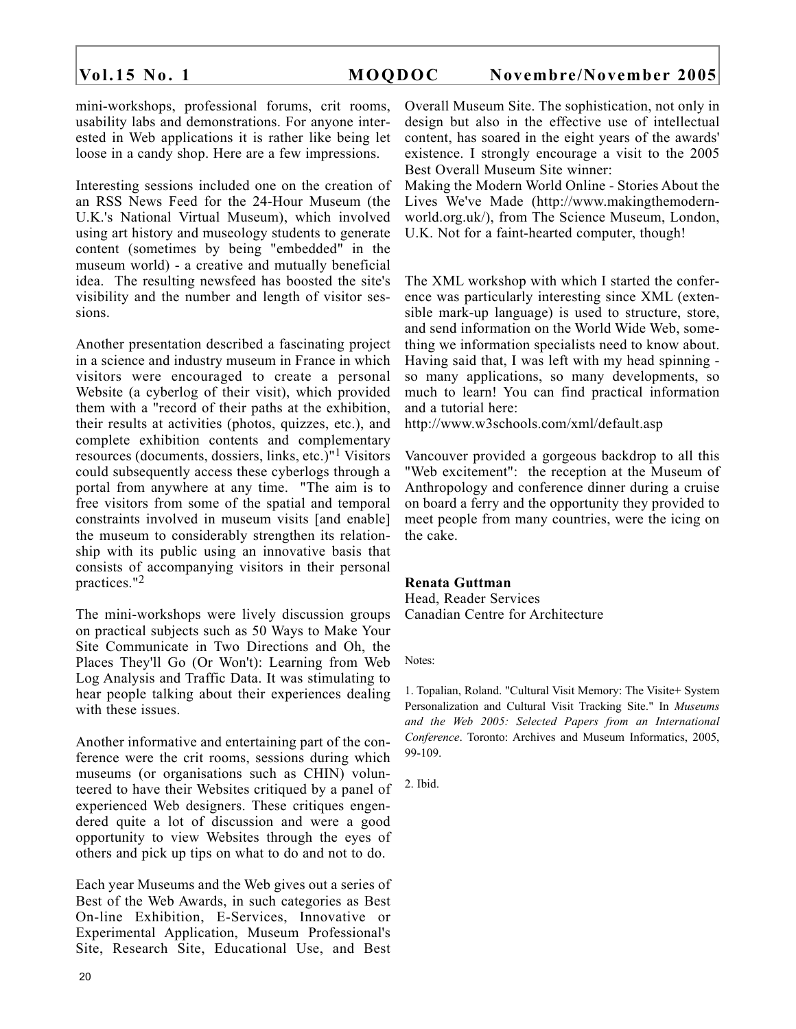mini-workshops, professional forums, crit rooms, usability labs and demonstrations. For anyone interested in Web applications it is rather like being let loose in a candy shop. Here are a few impressions.

Interesting sessions included one on the creation of an RSS News Feed for the 24-Hour Museum (the U.K.'s National Virtual Museum), which involved using art history and museology students to generate content (sometimes by being "embedded" in the museum world) - a creative and mutually beneficial idea. The resulting newsfeed has boosted the site's visibility and the number and length of visitor sessions.

Another presentation described a fascinating project in a science and industry museum in France in which visitors were encouraged to create a personal Website (a cyberlog of their visit), which provided them with a "record of their paths at the exhibition, their results at activities (photos, quizzes, etc.), and complete exhibition contents and complementary resources (documents, dossiers, links, etc.)"[1] Visitors could subsequently access these cyberlogs through a portal from anywhere at any time. "The aim is to free visitors from some of the spatial and temporal constraints involved in museum visits [and enable] the museum to considerably strengthen its relationship with its public using an innovative basis that consists of accompanying visitors in their personal practices."[2]

The mini-workshops were lively discussion groups on practical subjects such as 50 Ways to Make Your Site Communicate in Two Directions and Oh, the Places They'll Go (Or Won't): Learning from Web Log Analysis and Traffic Data. It was stimulating to hear people talking about their experiences dealing with these issues.

Another informative and entertaining part of the conference were the crit rooms, sessions during which museums (or organisations such as CHIN) volunteered to have their Websites critiqued by a panel of experienced Web designers. These critiques engendered quite a lot of discussion and were a good opportunity to view Websites through the eyes of others and pick up tips on what to do and not to do.

Each year Museums and the Web gives out a series of Best of the Web Awards, in such categories as Best On-line Exhibition, E-Services, Innovative or Experimental Application, Museum Professional's Site, Research Site, Educational Use, and Best Overall Museum Site. The sophistication, not only in design but also in the effective use of intellectual content, has soared in the eight years of the awards' existence. I strongly encourage a visit to the 2005 Best Overall Museum Site winner:
Making the Modern World Online - Stories About the Lives We've Made (http://www.makingthemodernworld.org.uk/), from The Science Museum, London, U.K. Not for a faint-hearted computer, though!

The XML workshop with which I started the conference was particularly interesting since XML (extensible mark-up language) is used to structure, store, and send information on the World Wide Web, something we information specialists need to know about. Having said that, I was left with my head spinning - so many applications, so many developments, so much to learn! You can find practical information and a tutorial here:
http://www.w3schools.com/xml/default.asp

Vancouver provided a gorgeous backdrop to all this "Web excitement": the reception at the Museum of Anthropology and conference dinner during a cruise on board a ferry and the opportunity they provided to meet people from many countries, were the icing on the cake.

**Renata Guttman**
Head, Reader Services
Canadian Centre for Architecture

Notes:

1. Topalian, Roland. "Cultural Visit Memory: The Visite+ System Personalization and Cultural Visit Tracking Site." In *Museums and the Web 2005: Selected Papers from an International Conference*. Toronto: Archives and Museum Informatics, 2005, 99-109.

2. Ibid.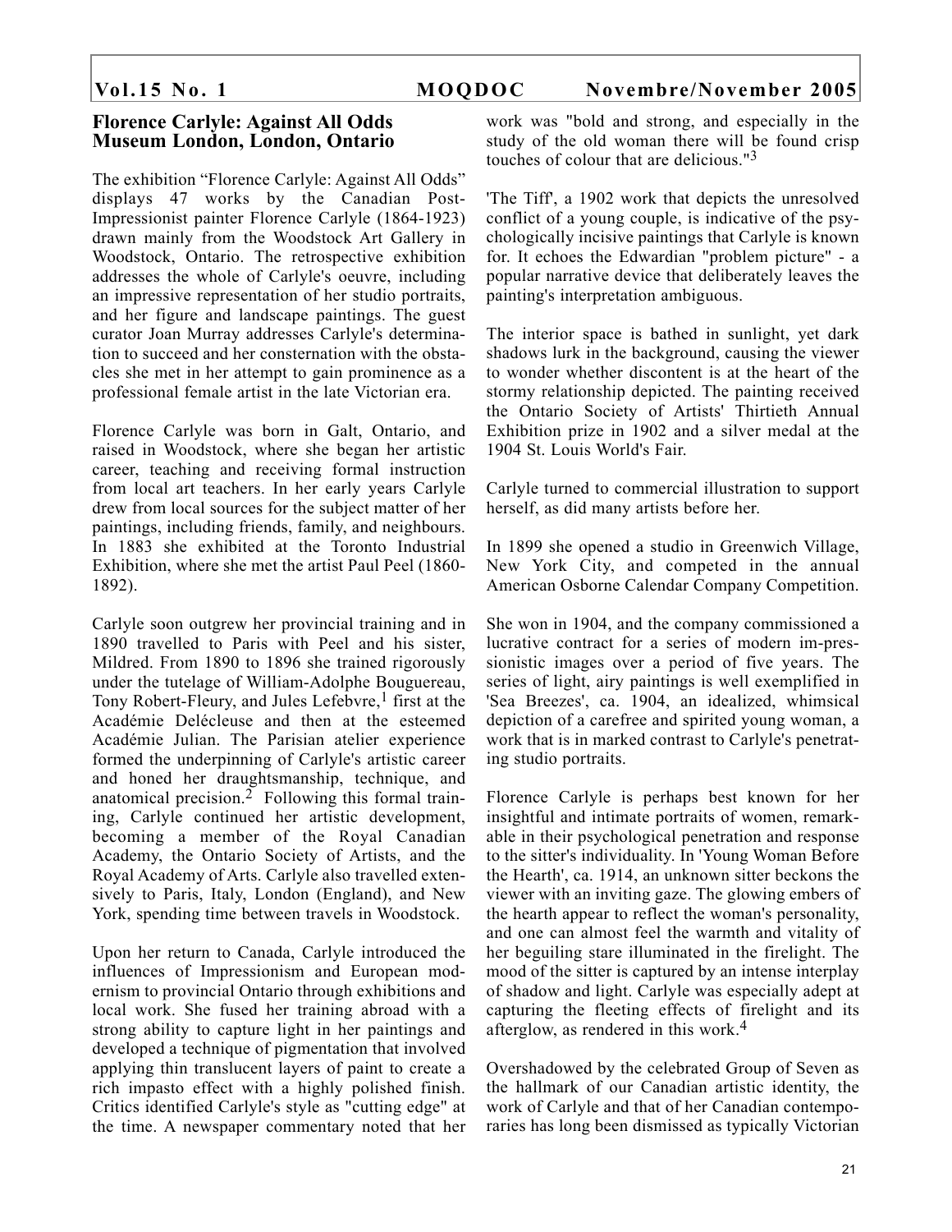## Florence Carlyle: Against All Odds
## Museum London, London, Ontario

The exhibition "Florence Carlyle: Against All Odds" displays 47 works by the Canadian Post-Impressionist painter Florence Carlyle (1864-1923) drawn mainly from the Woodstock Art Gallery in Woodstock, Ontario. The retrospective exhibition addresses the whole of Carlyle's oeuvre, including an impressive representation of her studio portraits, and her figure and landscape paintings. The guest curator Joan Murray addresses Carlyle's determination to succeed and her consternation with the obstacles she met in her attempt to gain prominence as a professional female artist in the late Victorian era.

Florence Carlyle was born in Galt, Ontario, and raised in Woodstock, where she began her artistic career, teaching and receiving formal instruction from local art teachers. In her early years Carlyle drew from local sources for the subject matter of her paintings, including friends, family, and neighbours. In 1883 she exhibited at the Toronto Industrial Exhibition, where she met the artist Paul Peel (1860-1892).

Carlyle soon outgrew her provincial training and in 1890 travelled to Paris with Peel and his sister, Mildred. From 1890 to 1896 she trained rigorously under the tutelage of William-Adolphe Bouguereau, Tony Robert-Fleury, and Jules Lefebvre,[1] first at the Académie Delécleuse and then at the esteemed Académie Julian. The Parisian atelier experience formed the underpinning of Carlyle's artistic career and honed her draughtsmanship, technique, and anatomical precision.[2] Following this formal training, Carlyle continued her artistic development, becoming a member of the Royal Canadian Academy, the Ontario Society of Artists, and the Royal Academy of Arts. Carlyle also travelled extensively to Paris, Italy, London (England), and New York, spending time between travels in Woodstock.

Upon her return to Canada, Carlyle introduced the influences of Impressionism and European modernism to provincial Ontario through exhibitions and local work. She fused her training abroad with a strong ability to capture light in her paintings and developed a technique of pigmentation that involved applying thin translucent layers of paint to create a rich impasto effect with a highly polished finish. Critics identified Carlyle's style as "cutting edge" at the time. A newspaper commentary noted that her work was "bold and strong, and especially in the study of the old woman there will be found crisp touches of colour that are delicious."[3]

'The Tiff', a 1902 work that depicts the unresolved conflict of a young couple, is indicative of the psychologically incisive paintings that Carlyle is known for. It echoes the Edwardian "problem picture" - a popular narrative device that deliberately leaves the painting's interpretation ambiguous.

The interior space is bathed in sunlight, yet dark shadows lurk in the background, causing the viewer to wonder whether discontent is at the heart of the stormy relationship depicted. The painting received the Ontario Society of Artists' Thirtieth Annual Exhibition prize in 1902 and a silver medal at the 1904 St. Louis World's Fair.

Carlyle turned to commercial illustration to support herself, as did many artists before her.

In 1899 she opened a studio in Greenwich Village, New York City, and competed in the annual American Osborne Calendar Company Competition.

She won in 1904, and the company commissioned a lucrative contract for a series of modern im-pressionistic images over a period of five years. The series of light, airy paintings is well exemplified in 'Sea Breezes', ca. 1904, an idealized, whimsical depiction of a carefree and spirited young woman, a work that is in marked contrast to Carlyle's penetrating studio portraits.

Florence Carlyle is perhaps best known for her insightful and intimate portraits of women, remarkable in their psychological penetration and response to the sitter's individuality. In 'Young Woman Before the Hearth', ca. 1914, an unknown sitter beckons the viewer with an inviting gaze. The glowing embers of the hearth appear to reflect the woman's personality, and one can almost feel the warmth and vitality of her beguiling stare illuminated in the firelight. The mood of the sitter is captured by an intense interplay of shadow and light. Carlyle was especially adept at capturing the fleeting effects of firelight and its afterglow, as rendered in this work.[4]

Overshadowed by the celebrated Group of Seven as the hallmark of our Canadian artistic identity, the work of Carlyle and that of her Canadian contemporaries has long been dismissed as typically Victorian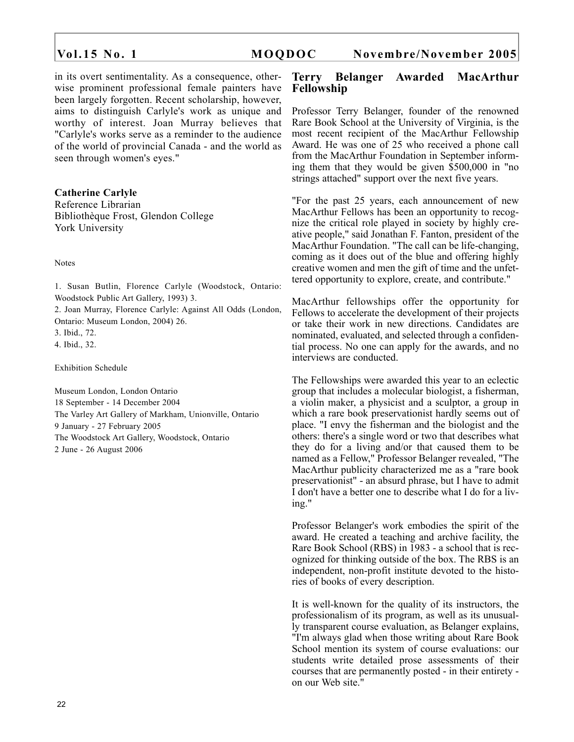in its overt sentimentality. As a consequence, otherwise prominent professional female painters have been largely forgotten. Recent scholarship, however, aims to distinguish Carlyle's work as unique and worthy of interest. Joan Murray believes that "Carlyle's works serve as a reminder to the audience of the world of provincial Canada - and the world as seen through women's eyes."

**Catherine Carlyle**
Reference Librarian
Bibliothèque Frost, Glendon College
York University

Notes

1. Susan Butlin, Florence Carlyle (Woodstock, Ontario: Woodstock Public Art Gallery, 1993) 3.
2. Joan Murray, Florence Carlyle: Against All Odds (London, Ontario: Museum London, 2004) 26.
3. Ibid., 72.
4. Ibid., 32.

Exhibition Schedule

Museum London, London Ontario
18 September - 14 December 2004
The Varley Art Gallery of Markham, Unionville, Ontario
9 January - 27 February 2005
The Woodstock Art Gallery, Woodstock, Ontario
2 June - 26 August 2006

## Terry Belanger Awarded MacArthur Fellowship

Professor Terry Belanger, founder of the renowned Rare Book School at the University of Virginia, is the most recent recipient of the MacArthur Fellowship Award. He was one of 25 who received a phone call from the MacArthur Foundation in September informing them that they would be given $500,000 in "no strings attached" support over the next five years.

"For the past 25 years, each announcement of new MacArthur Fellows has been an opportunity to recognize the critical role played in society by highly creative people," said Jonathan F. Fanton, president of the MacArthur Foundation. "The call can be life-changing, coming as it does out of the blue and offering highly creative women and men the gift of time and the unfettered opportunity to explore, create, and contribute."

MacArthur fellowships offer the opportunity for Fellows to accelerate the development of their projects or take their work in new directions. Candidates are nominated, evaluated, and selected through a confidential process. No one can apply for the awards, and no interviews are conducted.

The Fellowships were awarded this year to an eclectic group that includes a molecular biologist, a fisherman, a violin maker, a physicist and a sculptor, a group in which a rare book preservationist hardly seems out of place. "I envy the fisherman and the biologist and the others: there's a single word or two that describes what they do for a living and/or that caused them to be named as a Fellow," Professor Belanger revealed, "The MacArthur publicity characterized me as a "rare book preservationist" - an absurd phrase, but I have to admit I don't have a better one to describe what I do for a living."

Professor Belanger's work embodies the spirit of the award. He created a teaching and archive facility, the Rare Book School (RBS) in 1983 - a school that is recognized for thinking outside of the box. The RBS is an independent, non-profit institute devoted to the histories of books of every description.

It is well-known for the quality of its instructors, the professionalism of its program, as well as its unusually transparent course evaluation, as Belanger explains, "I'm always glad when those writing about Rare Book School mention its system of course evaluations: our students write detailed prose assessments of their courses that are permanently posted - in their entirety - on our Web site."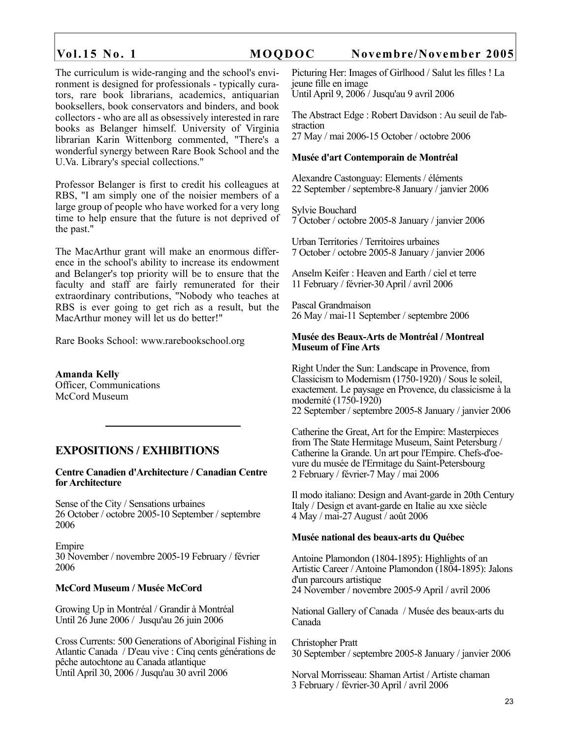The curriculum is wide-ranging and the school's environment is designed for professionals - typically curators, rare book librarians, academics, antiquarian booksellers, book conservators and binders, and book collectors - who are all as obsessively interested in rare books as Belanger himself. University of Virginia librarian Karin Wittenborg commented, "There's a wonderful synergy between Rare Book School and the U.Va. Library's special collections."

Professor Belanger is first to credit his colleagues at RBS, "I am simply one of the noisier members of a large group of people who have worked for a very long time to help ensure that the future is not deprived of the past."

The MacArthur grant will make an enormous difference in the school's ability to increase its endowment and Belanger's top priority will be to ensure that the faculty and staff are fairly remunerated for their extraordinary contributions, "Nobody who teaches at RBS is ever going to get rich as a result, but the MacArthur money will let us do better!"

Rare Books School: www.rarebookschool.org

**Amanda Kelly**
Officer, Communications
McCord Museum

---

## EXPOSITIONS / EXHIBITIONS

**Centre Canadien d'Architecture / Canadian Centre for Architecture**

Sense of the City / Sensations urbaines
26 October / octobre 2005-10 September / septembre 2006

Empire
30 November / novembre 2005-19 February / février 2006

**McCord Museum / Musée McCord**

Growing Up in Montréal / Grandir à Montréal
Until 26 June 2006 / Jusqu'au 26 juin 2006

Cross Currents: 500 Generations of Aboriginal Fishing in Atlantic Canada / D'eau vive : Cinq cents générations de pêche autochtone au Canada atlantique
Until April 30, 2006 / Jusqu'au 30 avril 2006

Picturing Her: Images of Girlhood / Salut les filles ! La jeune fille en image
Until April 9, 2006 / Jusqu'au 9 avril 2006

The Abstract Edge : Robert Davidson : Au seuil de l'abstraction
27 May / mai 2006-15 October / octobre 2006

**Musée d'art Contemporain de Montréal**

Alexandre Castonguay: Elements / éléments
22 September / septembre-8 January / janvier 2006

Sylvie Bouchard
7 October / octobre 2005-8 January / janvier 2006

Urban Territories / Territoires urbaines
7 October / octobre 2005-8 January / janvier 2006

Anselm Keifer : Heaven and Earth / ciel et terre
11 February / février-30 April / avril 2006

Pascal Grandmaison
26 May / mai-11 September / septembre 2006

**Musée des Beaux-Arts de Montréal / Montreal Museum of Fine Arts**

Right Under the Sun: Landscape in Provence, from Classicism to Modernism (1750-1920) / Sous le soleil, exactement. Le paysage en Provence, du classicisme à la modernité (1750-1920)
22 September / septembre 2005-8 January / janvier 2006

Catherine the Great, Art for the Empire: Masterpieces from The State Hermitage Museum, Saint Petersburg / Catherine la Grande. Un art pour l'Empire. Chefs-d'oevure du musée de l'Ermitage du Saint-Petersbourg
2 February / février-7 May / mai 2006

Il modo italiano: Design and Avant-garde in 20th Century Italy / Design et avant-garde en Italie au xxe siècle
4 May / mai-27 August / août 2006

**Musée national des beaux-arts du Québec**

Antoine Plamondon (1804-1895): Highlights of an Artistic Career / Antoine Plamondon (1804-1895): Jalons d'un parcours artistique
24 November / novembre 2005-9 April / avril 2006

National Gallery of Canada / Musée des beaux-arts du Canada

Christopher Pratt
30 September / septembre 2005-8 January / janvier 2006

Norval Morrisseau: Shaman Artist / Artiste chaman
3 February / février-30 April / avril 2006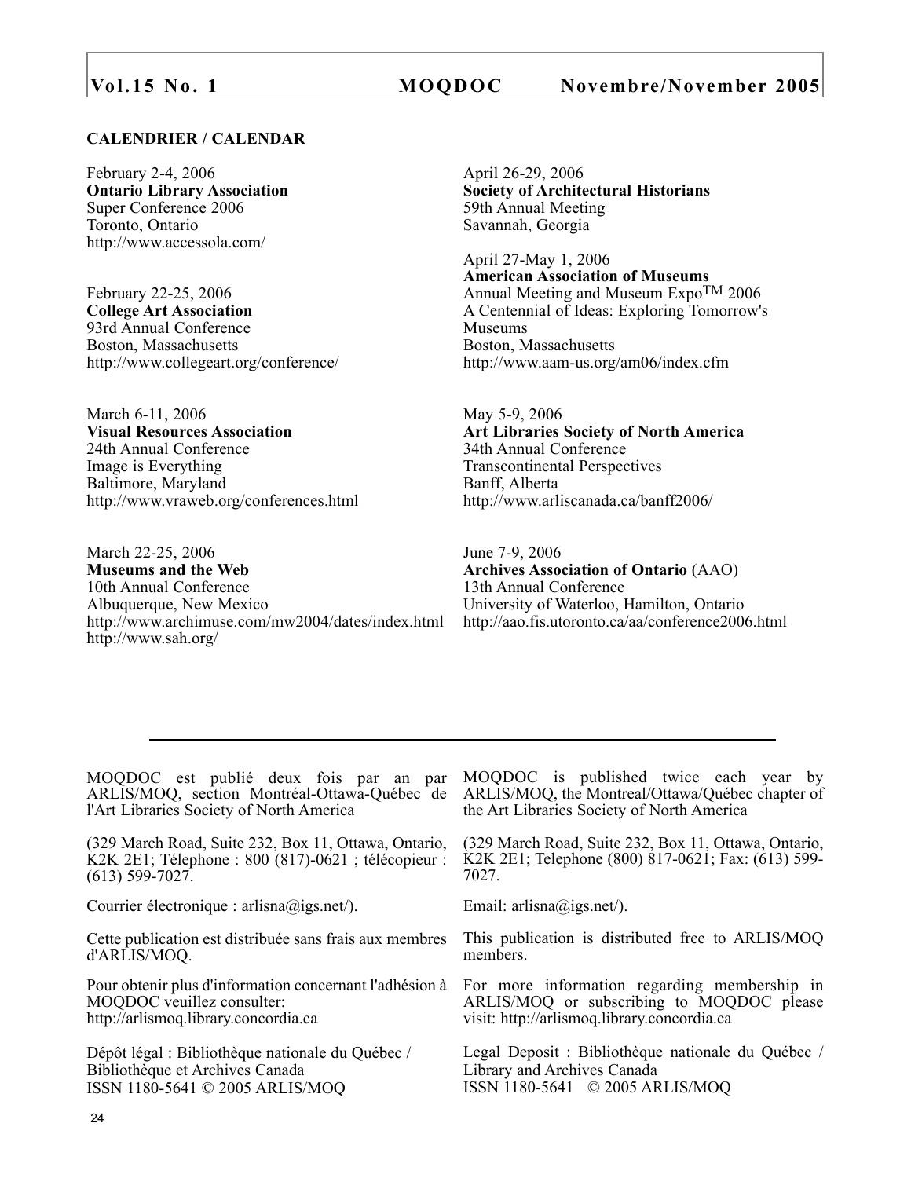**CALENDRIER / CALENDAR**

February 2-4, 2006
**Ontario Library Association**
Super Conference 2006
Toronto, Ontario
http://www.accessola.com/

February 22-25, 2006
**College Art Association**
93rd Annual Conference
Boston, Massachusetts
http://www.collegeart.org/conference/

March 6-11, 2006
**Visual Resources Association**
24th Annual Conference
Image is Everything
Baltimore, Maryland
http://www.vraweb.org/conferences.html

March 22-25, 2006
**Museums and the Web**
10th Annual Conference
Albuquerque, New Mexico
http://www.archimuse.com/mw2004/dates/index.html
http://www.sah.org/

April 26-29, 2006
**Society of Architectural Historians**
59th Annual Meeting
Savannah, Georgia

April 27-May 1, 2006
**American Association of Museums**
Annual Meeting and Museum Expo™ 2006
A Centennial of Ideas: Exploring Tomorrow's Museums
Boston, Massachusetts
http://www.aam-us.org/am06/index.cfm

May 5-9, 2006
**Art Libraries Society of North America**
34th Annual Conference
Transcontinental Perspectives
Banff, Alberta
http://www.arliscanada.ca/banff2006/

June 7-9, 2006
**Archives Association of Ontario** (AAO)
13th Annual Conference
University of Waterloo, Hamilton, Ontario
http://aao.fis.utoronto.ca/aa/conference2006.html

---

MOQDOC est publié deux fois par an par ARLIS/MOQ, section Montréal-Ottawa-Québec de l'Art Libraries Society of North America

(329 March Road, Suite 232, Box 11, Ottawa, Ontario, K2K 2E1; Télephone : 800 (817)-0621 ; télécopieur : (613) 599-7027.

Courrier électronique : arlisna@igs.net/).

Cette publication est distribuée sans frais aux membres d'ARLIS/MOQ.

Pour obtenir plus d'information concernant l'adhésion à MOQDOC veuillez consulter:
http://arlismoq.library.concordia.ca

Dépôt légal : Bibliothèque nationale du Québec / Bibliothèque et Archives Canada
ISSN 1180-5641 © 2005 ARLIS/MOQ

MOQDOC is published twice each year by ARLIS/MOQ, the Montreal/Ottawa/Québec chapter of the Art Libraries Society of North America

(329 March Road, Suite 232, Box 11, Ottawa, Ontario, K2K 2E1; Telephone (800) 817-0621; Fax: (613) 599-7027.

Email: arlisna@igs.net/).

This publication is distributed free to ARLIS/MOQ members.

For more information regarding membership in ARLIS/MOQ or subscribing to MOQDOC please visit: http://arlismoq.library.concordia.ca

Legal Deposit : Bibliothèque nationale du Québec / Library and Archives Canada
ISSN 1180-5641 © 2005 ARLIS/MOQ